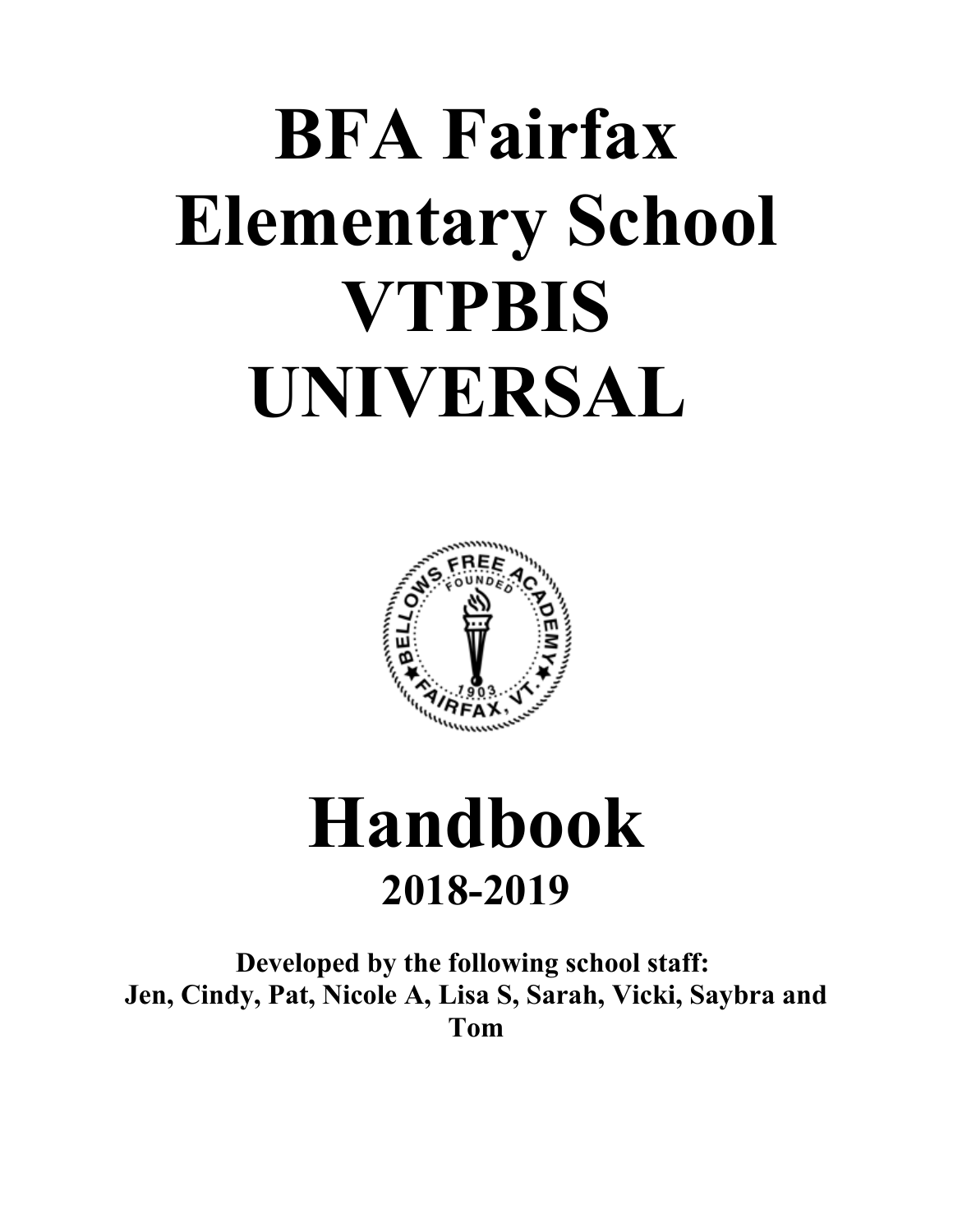# BFA Fairfax Elementary School VTPBIS UNIVERSAL

# Handbook

## 2018-2019

**Developed by the following school staff:**
**Jen, Cindy, Pat, Nicole A, Lisa S, Sarah, Vicki, Saybra and Tom**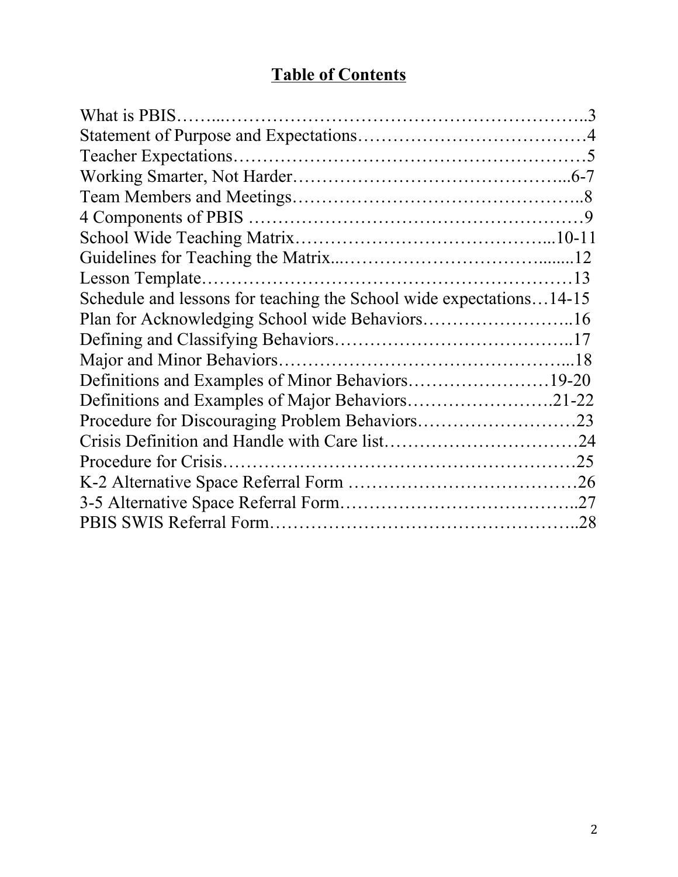# Table of Contents

What is PBIS……...…………………………………………………..3
Statement of Purpose and Expectations………………………………4
Teacher Expectations…………………………………………………5
Working Smarter, Not Harder………………………………………...6-7
Team Members and Meetings………………………………………..8
4 Components of PBIS ………………………………………………9
School Wide Teaching Matrix……………………………………...10-11
Guidelines for Teaching the Matrix...………………………….......12
Lesson Template………………………………………………………13
Schedule and lessons for teaching the School wide expectations…14-15
Plan for Acknowledging School wide Behaviors……………………..16
Defining and Classifying Behaviors…………………………………..17
Major and Minor Behaviors…………………………………………...18
Definitions and Examples of Minor Behaviors……………………19-20
Definitions and Examples of Major Behaviors…………………….21-22
Procedure for Discouraging Problem Behaviors………………………23
Crisis Definition and Handle with Care list……………………………24
Procedure for Crisis……………………………………………………25
K-2 Alternative Space Referral Form …………………………………26
3-5 Alternative Space Referral Form…………………………………..27
PBIS SWIS Referral Form……………………………………………..28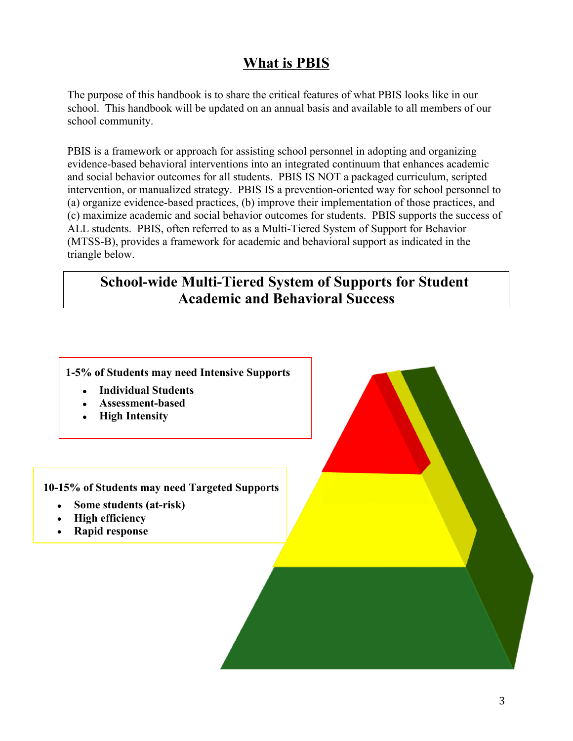# What is PBIS

The purpose of this handbook is to share the critical features of what PBIS looks like in our school. This handbook will be updated on an annual basis and available to all members of our school community.

PBIS is a framework or approach for assisting school personnel in adopting and organizing evidence-based behavioral interventions into an integrated continuum that enhances academic and social behavior outcomes for all students. PBIS IS NOT a packaged curriculum, scripted intervention, or manualized strategy. PBIS IS a prevention-oriented way for school personnel to (a) organize evidence-based practices, (b) improve their implementation of those practices, and (c) maximize academic and social behavior outcomes for students. PBIS supports the success of ALL students. PBIS, often referred to as a Multi-Tiered System of Support for Behavior (MTSS-B), provides a framework for academic and behavioral support as indicated in the triangle below.

## School-wide Multi-Tiered System of Supports for Student Academic and Behavioral Success

**1-5% of Students may need Intensive Supports**

- **Individual Students**
- **Assessment-based**
- **High Intensity**

**10-15% of Students may need Targeted Supports**

- **Some students (at-risk)**
- **High efficiency**
- **Rapid response**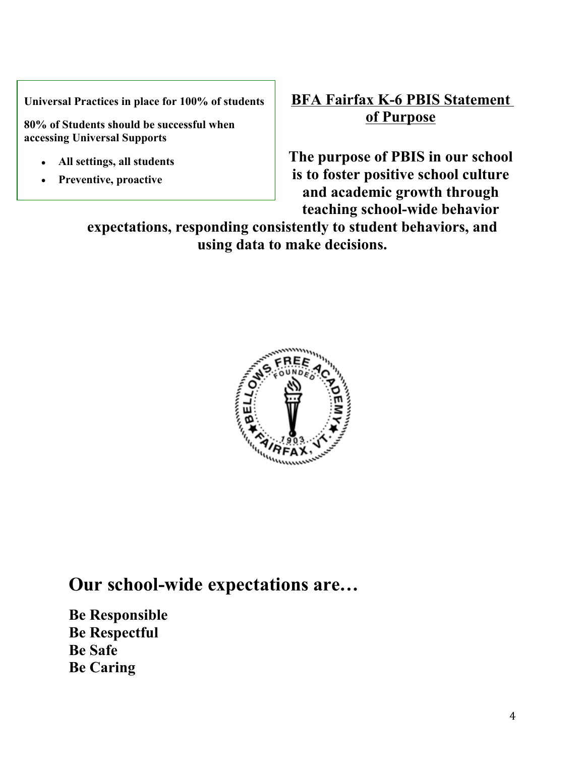**Universal Practices in place for 100% of students**

**80% of Students should be successful when accessing Universal Supports**

- **All settings, all students**
- **Preventive, proactive**

## BFA Fairfax K-6 PBIS Statement of Purpose

**The purpose of PBIS in our school is to foster positive school culture and academic growth through teaching school-wide behavior expectations, responding consistently to student behaviors, and using data to make decisions.**

# Our school-wide expectations are…

**Be Responsible**
**Be Respectful**
**Be Safe**
**Be Caring**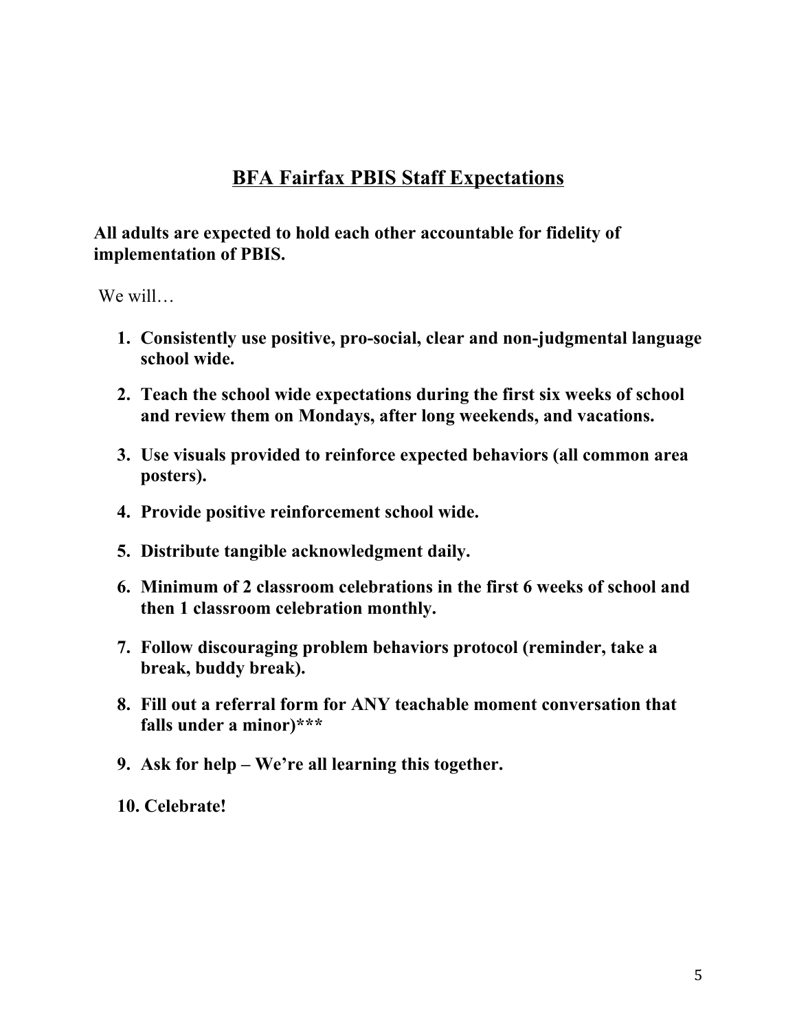# <u>BFA Fairfax PBIS Staff Expectations</u>

**All adults are expected to hold each other accountable for fidelity of implementation of PBIS.**

We will…

1. **Consistently use positive, pro-social, clear and non-judgmental language school wide.**
2. **Teach the school wide expectations during the first six weeks of school and review them on Mondays, after long weekends, and vacations.**
3. **Use visuals provided to reinforce expected behaviors (all common area posters).**
4. **Provide positive reinforcement school wide.**
5. **Distribute tangible acknowledgment daily.**
6. **Minimum of 2 classroom celebrations in the first 6 weeks of school and then 1 classroom celebration monthly.**
7. **Follow discouraging problem behaviors protocol (reminder, take a break, buddy break).**
8. **Fill out a referral form for ANY teachable moment conversation that falls under a minor)*****
9. **Ask for help – We're all learning this together.**
10. **Celebrate!**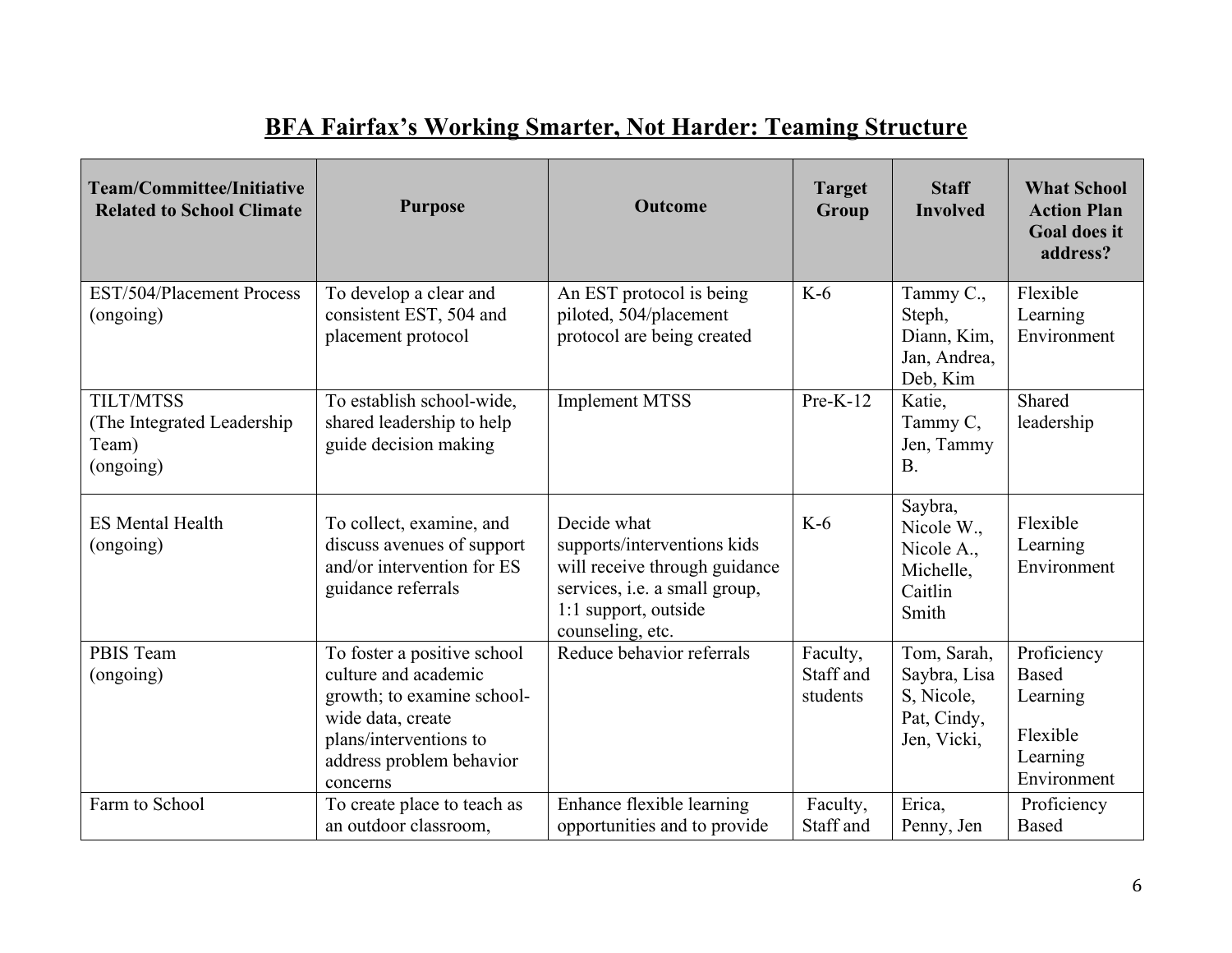## BFA Fairfax's Working Smarter, Not Harder: Teaming Structure

| Team/Committee/Initiative Related to School Climate | Purpose | Outcome | Target Group | Staff Involved | What School Action Plan Goal does it address? |
|---|---|---|---|---|---|
| EST/504/Placement Process (ongoing) | To develop a clear and consistent EST, 504 and placement protocol | An EST protocol is being piloted, 504/placement protocol are being created | K-6 | Tammy C., Steph, Diann, Kim, Jan, Andrea, Deb, Kim | Flexible Learning Environment |
| TILT/MTSS (The Integrated Leadership Team) (ongoing) | To establish school-wide, shared leadership to help guide decision making | Implement MTSS | Pre-K-12 | Katie, Tammy C, Jen, Tammy B. | Shared leadership |
| ES Mental Health (ongoing) | To collect, examine, and discuss avenues of support and/or intervention for ES guidance referrals | Decide what supports/interventions kids will receive through guidance services, i.e. a small group, 1:1 support, outside counseling, etc. | K-6 | Saybra, Nicole W., Nicole A., Michelle, Caitlin Smith | Flexible Learning Environment |
| PBIS Team (ongoing) | To foster a positive school culture and academic growth; to examine school-wide data, create plans/interventions to address problem behavior concerns | Reduce behavior referrals | Faculty, Staff and students | Tom, Sarah, Saybra, Lisa S, Nicole, Pat, Cindy, Jen, Vicki, | Proficiency Based Learning<br><br>Flexible Learning Environment |
| Farm to School | To create place to teach as an outdoor classroom, | Enhance flexible learning opportunities and to provide | Faculty, Staff and | Erica, Penny, Jen | Proficiency Based |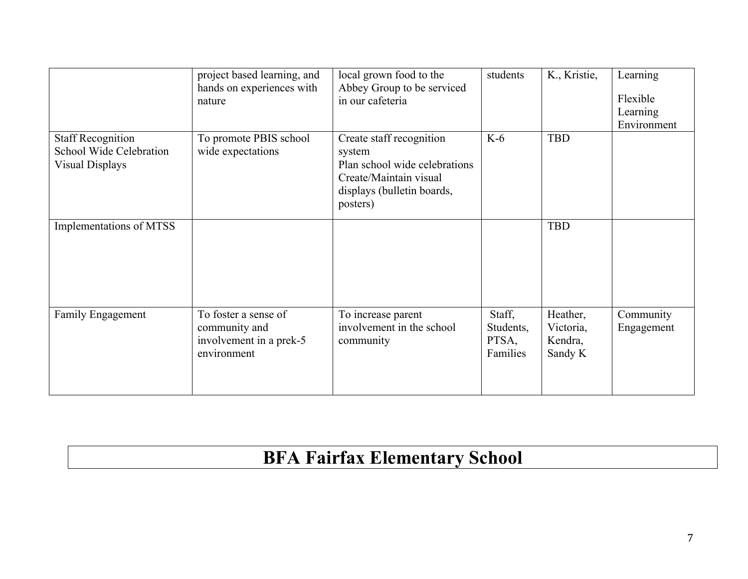|  | project based learning, and hands on experiences with nature | local grown food to the Abbey Group to be serviced in our cafeteria | students | K., Kristie, | Learning<br><br>Flexible Learning Environment |
|---|---|---|---|---|---|
| Staff Recognition<br>School Wide Celebration<br>Visual Displays | To promote PBIS school wide expectations | Create staff recognition system<br>Plan school wide celebrations<br>Create/Maintain visual displays (bulletin boards, posters) | K-6 | TBD |  |
| Implementations of MTSS |  |  |  | TBD |  |
| Family Engagement | To foster a sense of community and involvement in a prek-5 environment | To increase parent involvement in the school community | Staff, Students, PTSA, Families | Heather, Victoria, Kendra, Sandy K | Community Engagement |

# BFA Fairfax Elementary School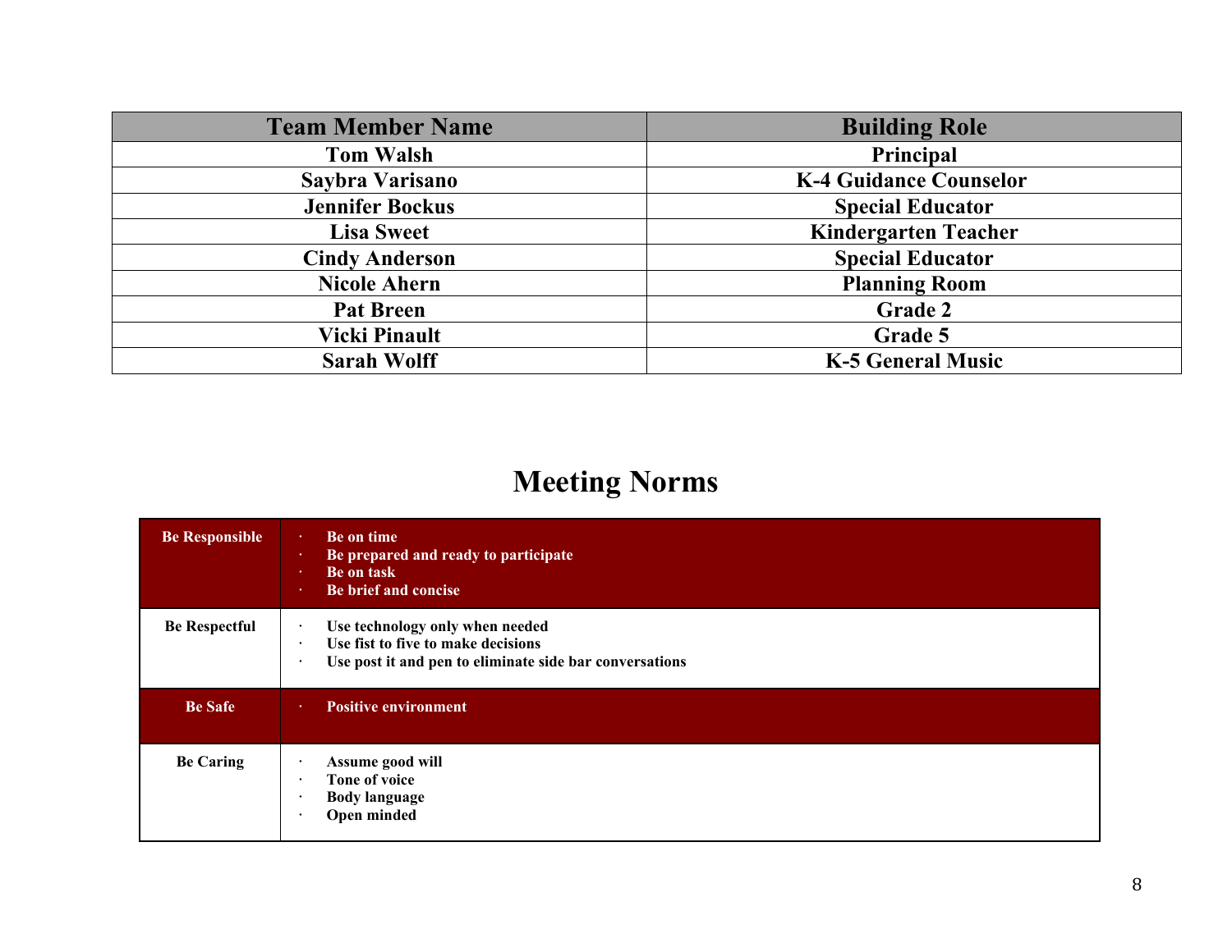| Team Member Name | Building Role |
| --- | --- |
| Tom Walsh | Principal |
| Saybra Varisano | K-4 Guidance Counselor |
| Jennifer Bockus | Special Educator |
| Lisa Sweet | Kindergarten Teacher |
| Cindy Anderson | Special Educator |
| Nicole Ahern | Planning Room |
| Pat Breen | Grade 2 |
| Vicki Pinault | Grade 5 |
| Sarah Wolff | K-5 General Music |

# Meeting Norms

| | |
| --- | --- |
| **Be Responsible** | · Be on time<br>· Be prepared and ready to participate<br>· Be on task<br>· Be brief and concise |
| **Be Respectful** | · Use technology only when needed<br>· Use fist to five to make decisions<br>· Use post it and pen to eliminate side bar conversations |
| **Be Safe** | · Positive environment |
| **Be Caring** | · Assume good will<br>· Tone of voice<br>· Body language<br>· Open minded |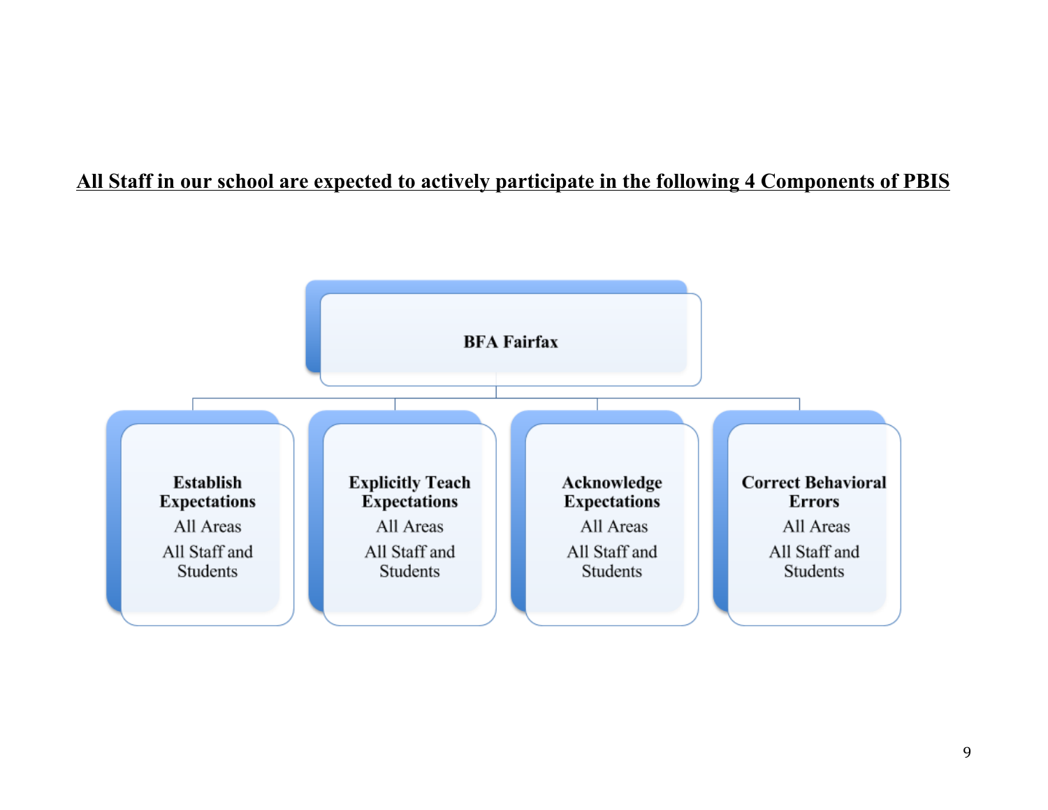**<u>All Staff in our school are expected to actively participate in the following 4 Components of PBIS</u>**

**BFA Fairfax**

- **Establish Expectations**
  All Areas
  All Staff and Students
- **Explicitly Teach Expectations**
  All Areas
  All Staff and Students
- **Acknowledge Expectations**
  All Areas
  All Staff and Students
- **Correct Behavioral Errors**
  All Areas
  All Staff and Students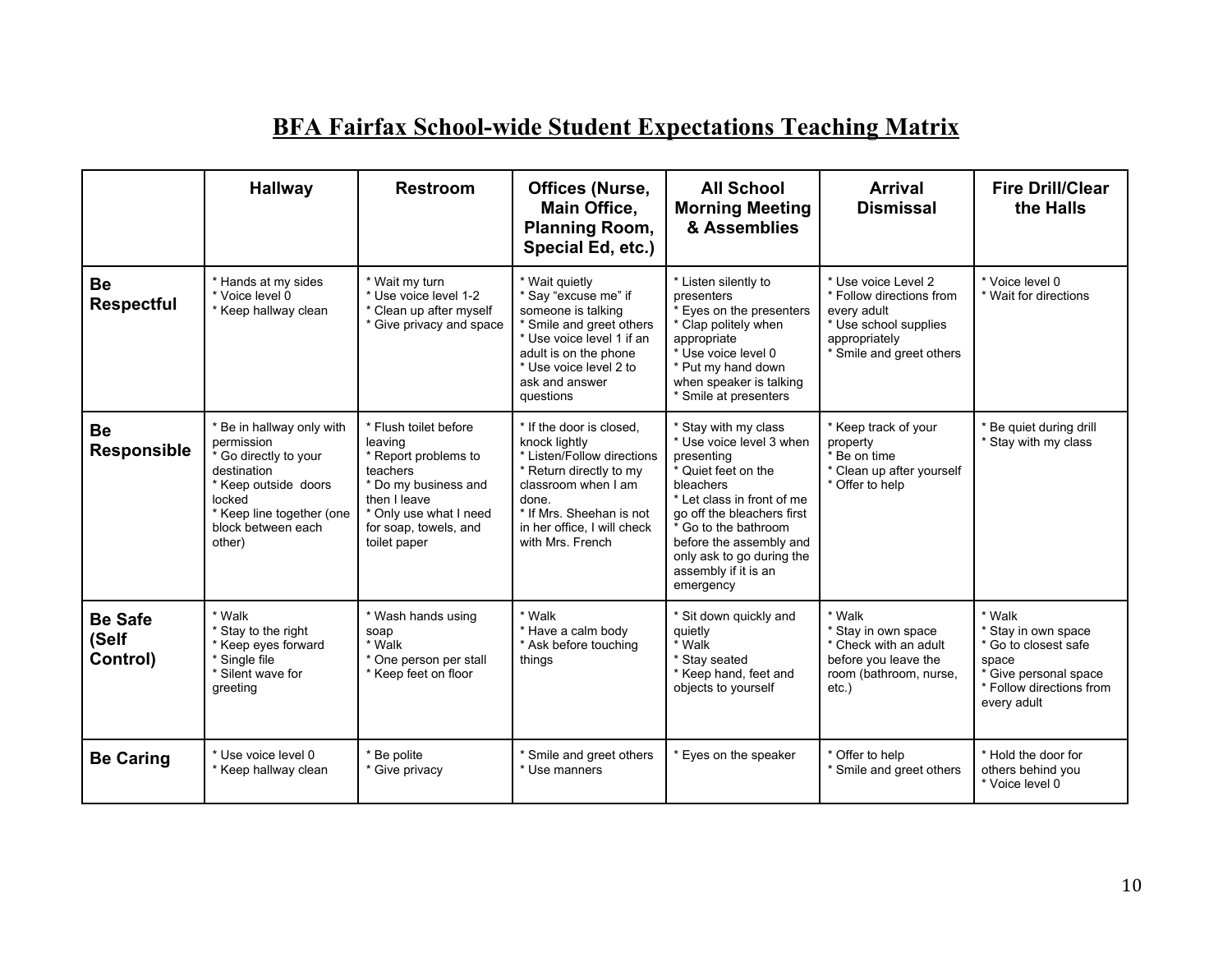# BFA Fairfax School-wide Student Expectations Teaching Matrix

| | Hallway | Restroom | Offices (Nurse, Main Office, Planning Room, Special Ed, etc.) | All School Morning Meeting & Assemblies | Arrival Dismissal | Fire Drill/Clear the Halls |
|---|---|---|---|---|---|---|
| **Be Respectful** | * Hands at my sides<br>* Voice level 0<br>* Keep hallway clean | * Wait my turn<br>* Use voice level 1-2<br>* Clean up after myself<br>* Give privacy and space | * Wait quietly<br>* Say "excuse me" if someone is talking<br>* Smile and greet others<br>* Use voice level 1 if an adult is on the phone<br>* Use voice level 2 to ask and answer questions | * Listen silently to presenters<br>* Eyes on the presenters<br>* Clap politely when appropriate<br>* Use voice level 0<br>* Put my hand down when speaker is talking<br>* Smile at presenters | * Use voice Level 2<br>* Follow directions from every adult<br>* Use school supplies appropriately<br>* Smile and greet others | * Voice level 0<br>* Wait for directions |
| **Be Responsible** | * Be in hallway only with permission<br>* Go directly to your destination<br>* Keep outside doors locked<br>* Keep line together (one block between each other) | * Flush toilet before leaving<br>* Report problems to teachers<br>* Do my business and then I leave<br>* Only use what I need for soap, towels, and toilet paper | * If the door is closed, knock lightly<br>* Listen/Follow directions<br>* Return directly to my classroom when I am done.<br>* If Mrs. Sheehan is not in her office, I will check with Mrs. French | * Stay with my class<br>* Use voice level 3 when presenting<br>* Quiet feet on the bleachers<br>* Let class in front of me go off the bleachers first<br>* Go to the bathroom before the assembly and only ask to go during the assembly if it is an emergency | * Keep track of your property<br>* Be on time<br>* Clean up after yourself<br>* Offer to help | * Be quiet during drill<br>* Stay with my class |
| **Be Safe (Self Control)** | * Walk<br>* Stay to the right<br>* Keep eyes forward<br>* Single file<br>* Silent wave for greeting | * Wash hands using soap<br>* Walk<br>* One person per stall<br>* Keep feet on floor | * Walk<br>* Have a calm body<br>* Ask before touching things | * Sit down quickly and quietly<br>* Walk<br>* Stay seated<br>* Keep hand, feet and objects to yourself | * Walk<br>* Stay in own space<br>* Check with an adult before you leave the room (bathroom, nurse, etc.) | * Walk<br>* Stay in own space<br>* Go to closest safe space<br>* Give personal space<br>* Follow directions from every adult |
| **Be Caring** | * Use voice level 0<br>* Keep hallway clean | * Be polite<br>* Give privacy | * Smile and greet others<br>* Use manners | * Eyes on the speaker | * Offer to help<br>* Smile and greet others | * Hold the door for others behind you<br>* Voice level 0 |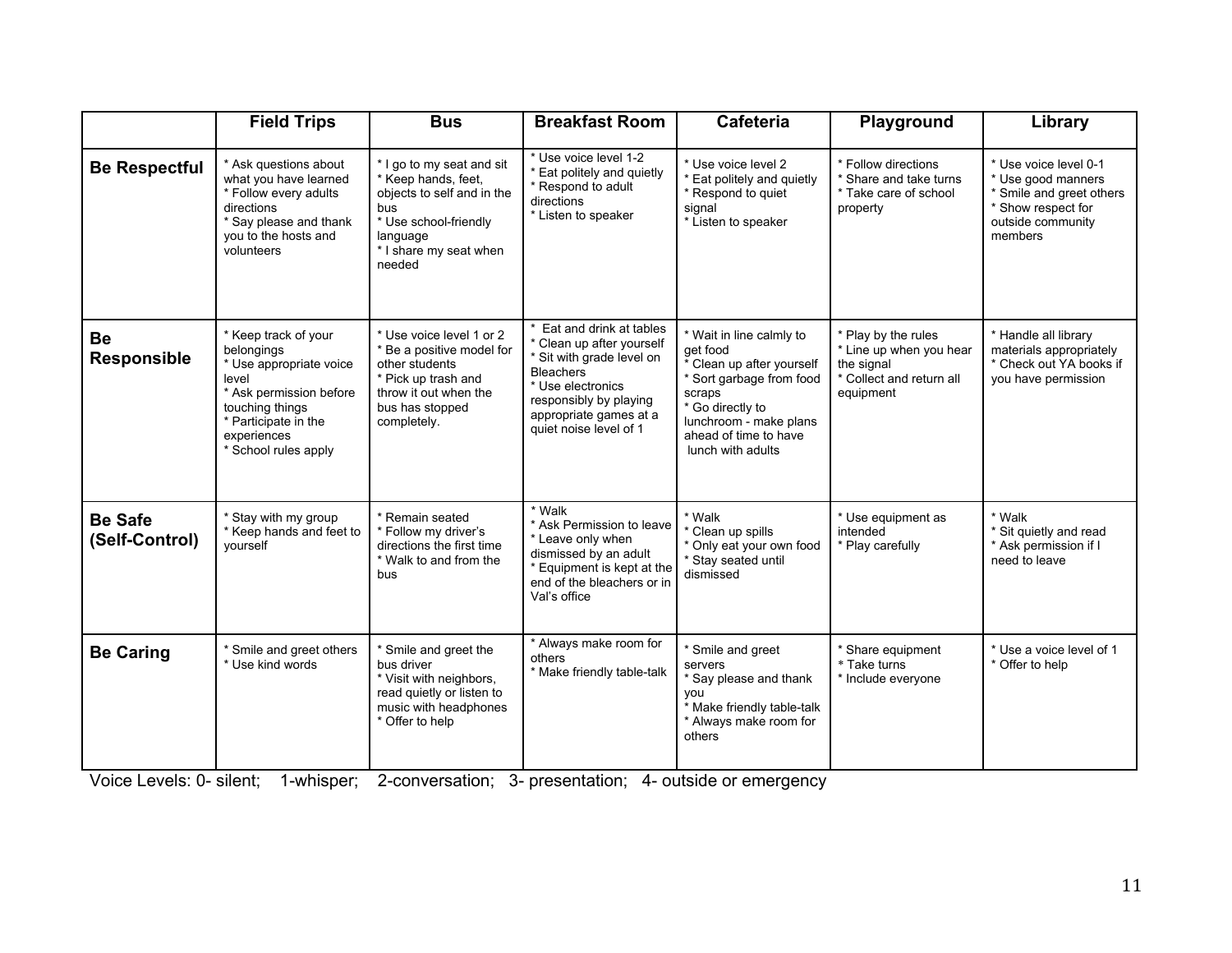| | Field Trips | Bus | Breakfast Room | Cafeteria | Playground | Library |
|---|---|---|---|---|---|---|
| **Be Respectful** | * Ask questions about what you have learned<br>* Follow every adults directions<br>* Say please and thank you to the hosts and volunteers | * I go to my seat and sit<br>* Keep hands, feet, objects to self and in the bus<br>* Use school-friendly language<br>* I share my seat when needed | * Use voice level 1-2<br>* Eat politely and quietly<br>* Respond to adult directions<br>* Listen to speaker | * Use voice level 2<br>* Eat politely and quietly<br>* Respond to quiet signal<br>* Listen to speaker | * Follow directions<br>* Share and take turns<br>* Take care of school property | * Use voice level 0-1<br>* Use good manners<br>* Smile and greet others<br>* Show respect for outside community members |
| **Be Responsible** | * Keep track of your belongings<br>* Use appropriate voice level<br>* Ask permission before touching things<br>* Participate in the experiences<br>* School rules apply | * Use voice level 1 or 2<br>* Be a positive model for other students<br>* Pick up trash and throw it out when the bus has stopped completely. | * Eat and drink at tables<br>* Clean up after yourself<br>* Sit with grade level on Bleachers<br>* Use electronics responsibly by playing appropriate games at a quiet noise level of 1 | * Wait in line calmly to get food<br>* Clean up after yourself<br>* Sort garbage from food scraps<br>* Go directly to lunchroom - make plans ahead of time to have lunch with adults | * Play by the rules<br>* Line up when you hear the signal<br>* Collect and return all equipment | * Handle all library materials appropriately<br>* Check out YA books if you have permission |
| **Be Safe (Self-Control)** | * Stay with my group<br>* Keep hands and feet to yourself | * Remain seated<br>* Follow my driver's directions the first time<br>* Walk to and from the bus | * Walk<br>* Ask Permission to leave<br>* Leave only when dismissed by an adult<br>* Equipment is kept at the end of the bleachers or in Val's office | * Walk<br>* Clean up spills<br>* Only eat your own food<br>* Stay seated until dismissed | * Use equipment as intended<br>* Play carefully | * Walk<br>* Sit quietly and read<br>* Ask permission if I need to leave |
| **Be Caring** | * Smile and greet others<br>* Use kind words | * Smile and greet the bus driver<br>* Visit with neighbors, read quietly or listen to music with headphones<br>* Offer to help | * Always make room for others<br>* Make friendly table-talk | * Smile and greet servers<br>* Say please and thank you<br>* Make friendly table-talk<br>* Always make room for others | * Share equipment<br>* Take turns<br>* Include everyone | * Use a voice level of 1<br>* Offer to help |

Voice Levels: 0- silent; 1-whisper; 2-conversation; 3- presentation; 4- outside or emergency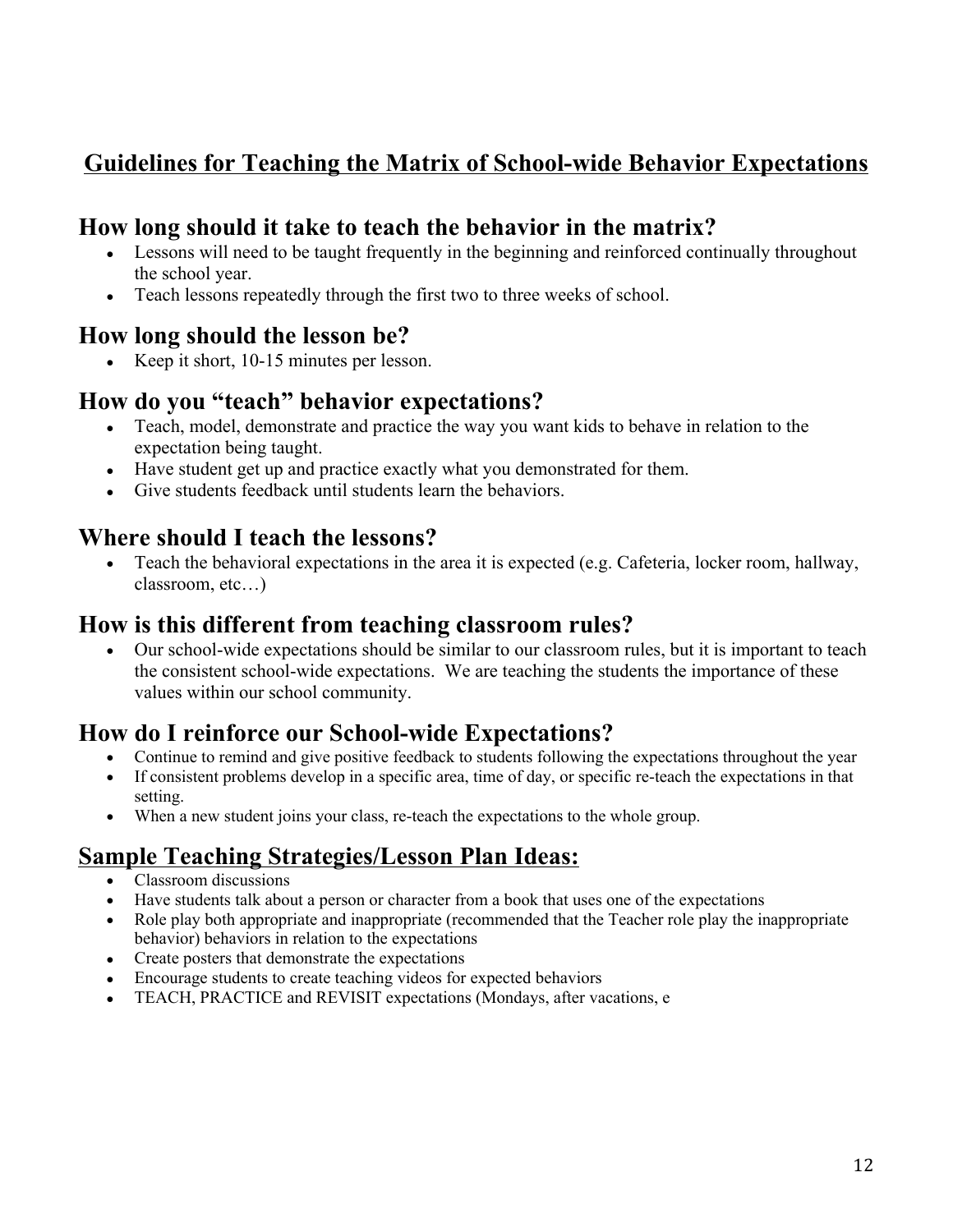# Guidelines for Teaching the Matrix of School-wide Behavior Expectations

## How long should it take to teach the behavior in the matrix?

- Lessons will need to be taught frequently in the beginning and reinforced continually throughout the school year.
- Teach lessons repeatedly through the first two to three weeks of school.

## How long should the lesson be?

- Keep it short, 10-15 minutes per lesson.

## How do you "teach" behavior expectations?

- Teach, model, demonstrate and practice the way you want kids to behave in relation to the expectation being taught.
- Have student get up and practice exactly what you demonstrated for them.
- Give students feedback until students learn the behaviors.

## Where should I teach the lessons?

- Teach the behavioral expectations in the area it is expected (e.g. Cafeteria, locker room, hallway, classroom, etc…)

## How is this different from teaching classroom rules?

- Our school-wide expectations should be similar to our classroom rules, but it is important to teach the consistent school-wide expectations. We are teaching the students the importance of these values within our school community.

## How do I reinforce our School-wide Expectations?

- Continue to remind and give positive feedback to students following the expectations throughout the year
- If consistent problems develop in a specific area, time of day, or specific re-teach the expectations in that setting.
- When a new student joins your class, re-teach the expectations to the whole group.

## Sample Teaching Strategies/Lesson Plan Ideas:

- Classroom discussions
- Have students talk about a person or character from a book that uses one of the expectations
- Role play both appropriate and inappropriate (recommended that the Teacher role play the inappropriate behavior) behaviors in relation to the expectations
- Create posters that demonstrate the expectations
- Encourage students to create teaching videos for expected behaviors
- TEACH, PRACTICE and REVISIT expectations (Mondays, after vacations, e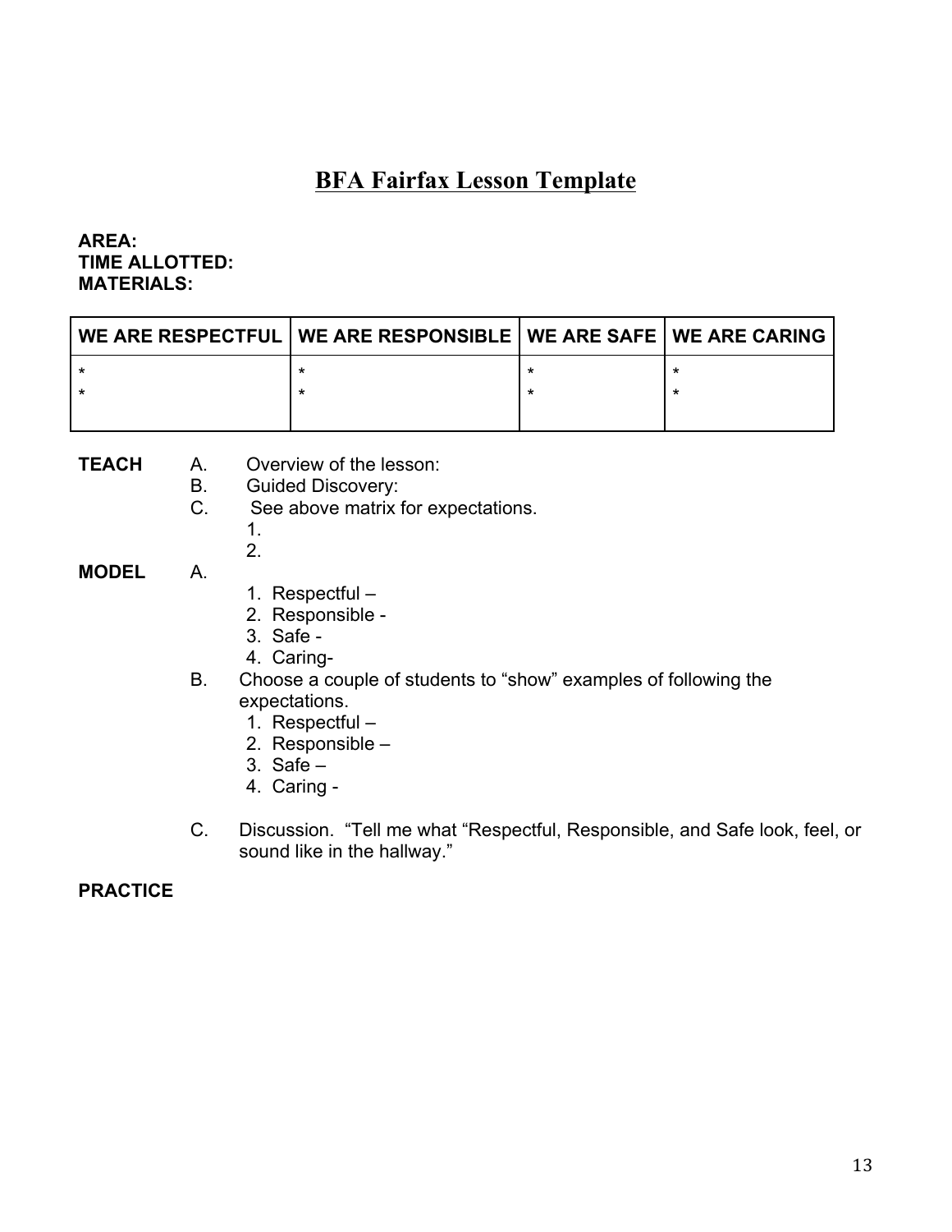# BFA Fairfax Lesson Template

**AREA:**
**TIME ALLOTTED:**
**MATERIALS:**

| WE ARE RESPECTFUL | WE ARE RESPONSIBLE | WE ARE SAFE | WE ARE CARING |
|---|---|---|---|
| *<br>* | *<br>* | *<br>* | *<br>* |

**TEACH**

A. Overview of the lesson:
B. Guided Discovery:
C. See above matrix for expectations.
   1.
   2.

**MODEL**

A.
   1. Respectful –
   2. Responsible -
   3. Safe -
   4. Caring-

B. Choose a couple of students to "show" examples of following the expectations.
   1. Respectful –
   2. Responsible –
   3. Safe –
   4. Caring -

C. Discussion. "Tell me what "Respectful, Responsible, and Safe look, feel, or sound like in the hallway."

**PRACTICE**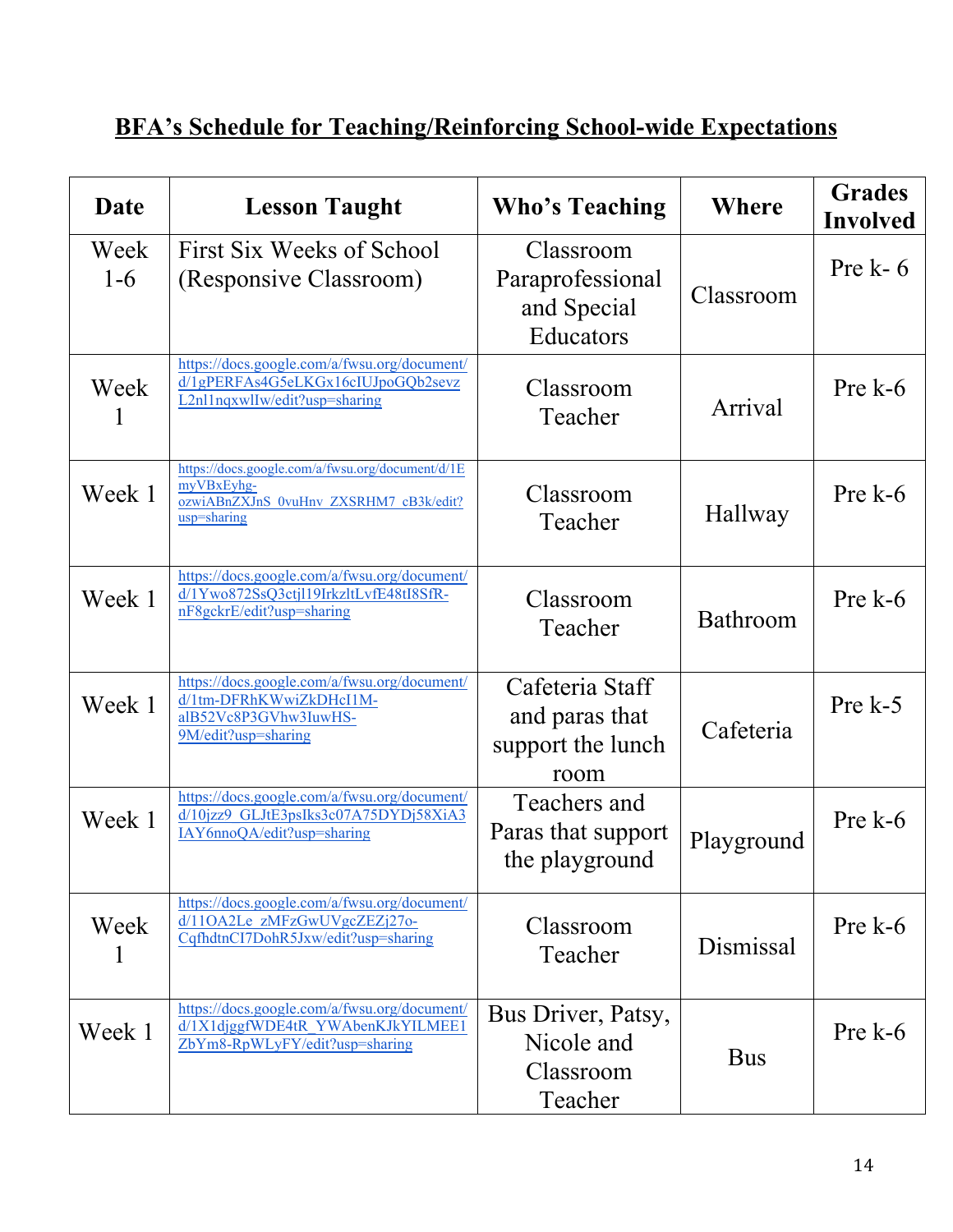## BFA's Schedule for Teaching/Reinforcing School-wide Expectations

| Date | Lesson Taught | Who's Teaching | Where | Grades Involved |
|---|---|---|---|---|
| Week 1-6 | First Six Weeks of School (Responsive Classroom) | Classroom Paraprofessional and Special Educators | Classroom | Pre k- 6 |
| Week 1 | https://docs.google.com/a/fwsu.org/document/d/1gPERFAs4G5eLKGx16cIUJpoGQb2sevzL2nl1nqxwlIw/edit?usp=sharing | Classroom Teacher | Arrival | Pre k-6 |
| Week 1 | https://docs.google.com/a/fwsu.org/document/d/1EmyVBxEyhg-ozwiABnZXJnS_0vuHnv_ZXSRHM7_cB3k/edit?usp=sharing | Classroom Teacher | Hallway | Pre k-6 |
| Week 1 | https://docs.google.com/a/fwsu.org/document/d/1Ywo872SsQ3ctjl19IrkzltLvfE48tI8SfR-nF8gckrE/edit?usp=sharing | Classroom Teacher | Bathroom | Pre k-6 |
| Week 1 | https://docs.google.com/a/fwsu.org/document/d/1tm-DFRhKWwiZkDHcI1M-alB52Vc8P3GVhw3IuwHS-9M/edit?usp=sharing | Cafeteria Staff and paras that support the lunch room | Cafeteria | Pre k-5 |
| Week 1 | https://docs.google.com/a/fwsu.org/document/d/10jzz9_GLJtE3psIks3c07A75DYDj58XiA3IAY6nnoQA/edit?usp=sharing | Teachers and Paras that support the playground | Playground | Pre k-6 |
| Week 1 | https://docs.google.com/a/fwsu.org/document/d/11OA2Le_zMFzGwUVgcZEZj27o-CqfhdtnCI7DohR5Jxw/edit?usp=sharing | Classroom Teacher | Dismissal | Pre k-6 |
| Week 1 | https://docs.google.com/a/fwsu.org/document/d/1X1djggfWDE4tR_YWAbenKJkYILMEE1ZbYm8-RpWLyFY/edit?usp=sharing | Bus Driver, Patsy, Nicole and Classroom Teacher | Bus | Pre k-6 |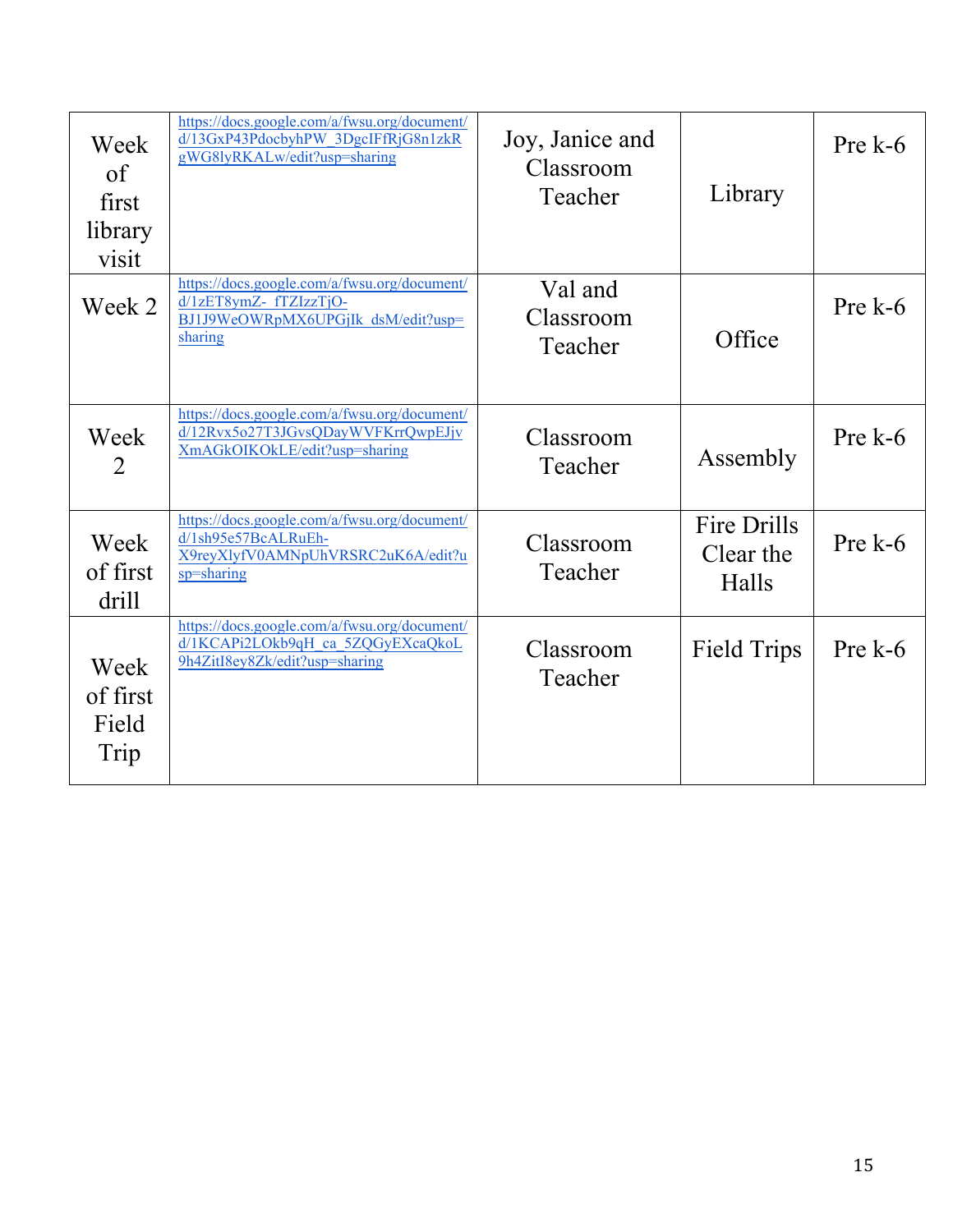| Week of first library visit | https://docs.google.com/a/fwsu.org/document/d/13GxP43PdocbyhPW_3DgcIFfRjG8n1zkRgWG8lyRKALw/edit?usp=sharing | Joy, Janice and Classroom Teacher | Library | Pre k-6 |
|---|---|---|---|---|
| Week 2 | https://docs.google.com/a/fwsu.org/document/d/1zET8ymZ-_fTZIzzTjO-BJ1J9WeOWRpMX6UPGjlk_dsM/edit?usp=sharing | Val and Classroom Teacher | Office | Pre k-6 |
| Week 2 | https://docs.google.com/a/fwsu.org/document/d/12Rvx5o27T3JGvsQDayWVFKrrQwpEJjvXmAGkOIKOkLE/edit?usp=sharing | Classroom Teacher | Assembly | Pre k-6 |
| Week of first drill | https://docs.google.com/a/fwsu.org/document/d/1sh95e57BcALRuEh-X9reyXlyfV0AMNpUhVRSRC2uK6A/edit?usp=sharing | Classroom Teacher | Fire Drills Clear the Halls | Pre k-6 |
| Week of first Field Trip | https://docs.google.com/a/fwsu.org/document/d/1KCAPi2LOkb9qH_ca_5ZQGyEXcaQkoL9h4ZitI8ey8Zk/edit?usp=sharing | Classroom Teacher | Field Trips | Pre k-6 |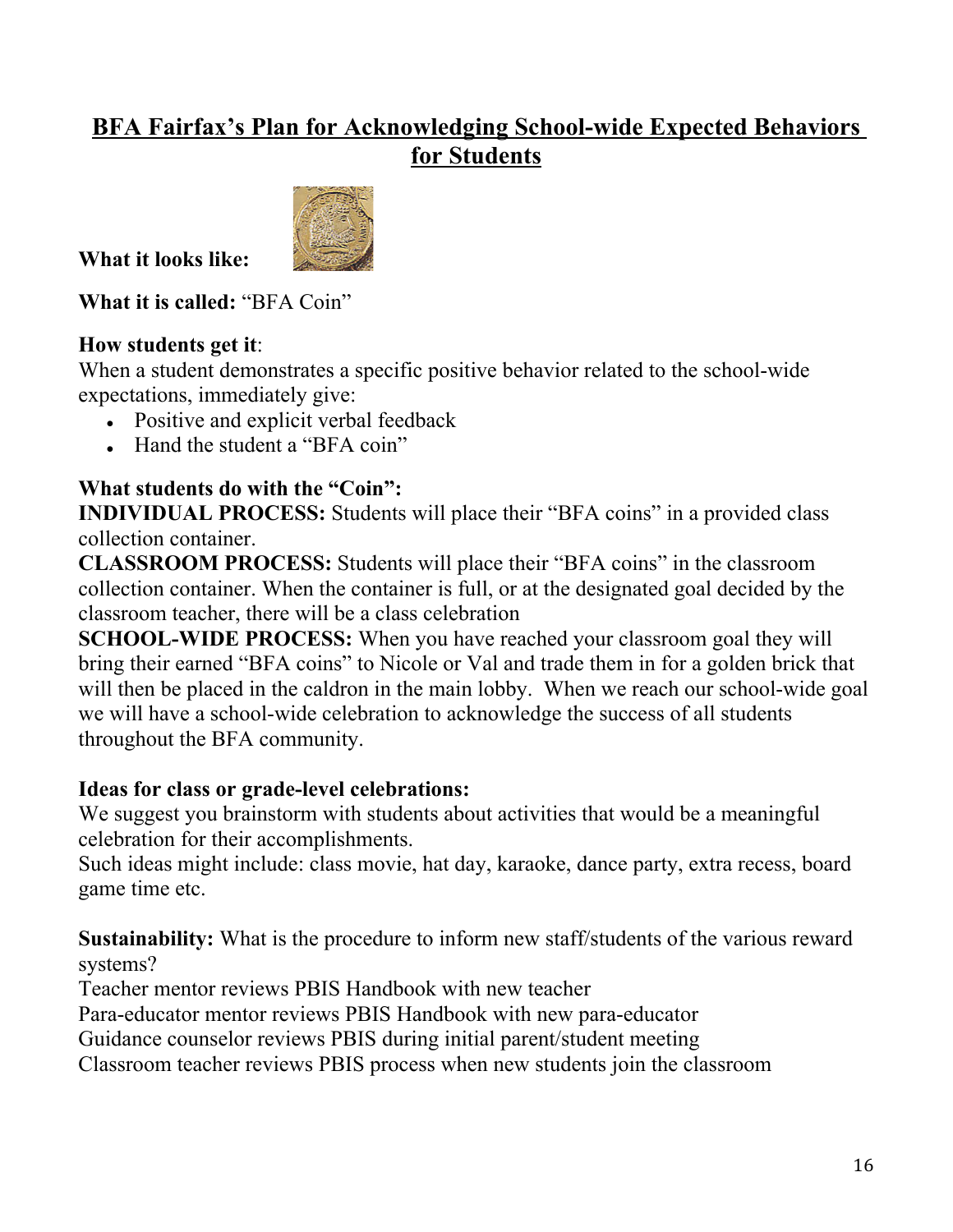# BFA Fairfax's Plan for Acknowledging School-wide Expected Behaviors for Students

**What it looks like:**

**What it is called:** "BFA Coin"

**How students get it**:
When a student demonstrates a specific positive behavior related to the school-wide expectations, immediately give:

- Positive and explicit verbal feedback
- Hand the student a "BFA coin"

**What students do with the "Coin":**
**INDIVIDUAL PROCESS:** Students will place their "BFA coins" in a provided class collection container.
**CLASSROOM PROCESS:** Students will place their "BFA coins" in the classroom collection container. When the container is full, or at the designated goal decided by the classroom teacher, there will be a class celebration
**SCHOOL-WIDE PROCESS:** When you have reached your classroom goal they will bring their earned "BFA coins" to Nicole or Val and trade them in for a golden brick that will then be placed in the caldron in the main lobby. When we reach our school-wide goal we will have a school-wide celebration to acknowledge the success of all students throughout the BFA community.

**Ideas for class or grade-level celebrations:**
We suggest you brainstorm with students about activities that would be a meaningful celebration for their accomplishments.
Such ideas might include: class movie, hat day, karaoke, dance party, extra recess, board game time etc.

**Sustainability:** What is the procedure to inform new staff/students of the various reward systems?
Teacher mentor reviews PBIS Handbook with new teacher
Para-educator mentor reviews PBIS Handbook with new para-educator
Guidance counselor reviews PBIS during initial parent/student meeting
Classroom teacher reviews PBIS process when new students join the classroom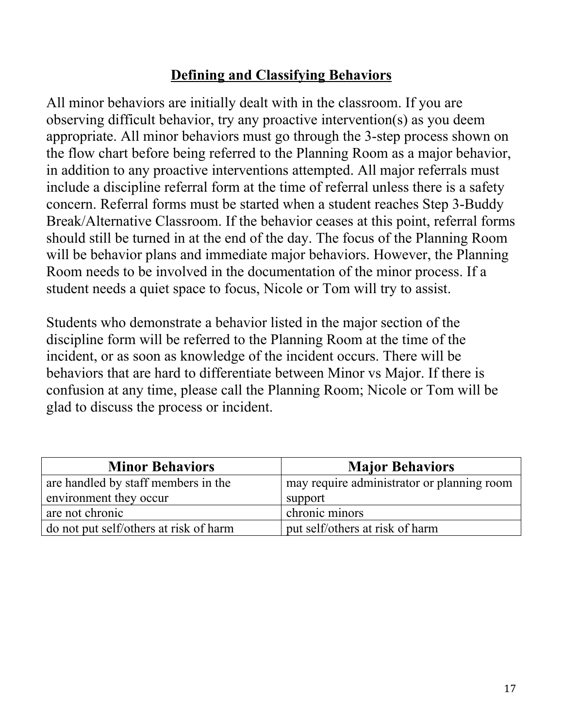## Defining and Classifying Behaviors

All minor behaviors are initially dealt with in the classroom. If you are observing difficult behavior, try any proactive intervention(s) as you deem appropriate. All minor behaviors must go through the 3-step process shown on the flow chart before being referred to the Planning Room as a major behavior, in addition to any proactive interventions attempted. All major referrals must include a discipline referral form at the time of referral unless there is a safety concern. Referral forms must be started when a student reaches Step 3-Buddy Break/Alternative Classroom. If the behavior ceases at this point, referral forms should still be turned in at the end of the day. The focus of the Planning Room will be behavior plans and immediate major behaviors. However, the Planning Room needs to be involved in the documentation of the minor process. If a student needs a quiet space to focus, Nicole or Tom will try to assist.

Students who demonstrate a behavior listed in the major section of the discipline form will be referred to the Planning Room at the time of the incident, or as soon as knowledge of the incident occurs. There will be behaviors that are hard to differentiate between Minor vs Major. If there is confusion at any time, please call the Planning Room; Nicole or Tom will be glad to discuss the process or incident.

| Minor Behaviors | Major Behaviors |
|---|---|
| are handled by staff members in the environment they occur | may require administrator or planning room support |
| are not chronic | chronic minors |
| do not put self/others at risk of harm | put self/others at risk of harm |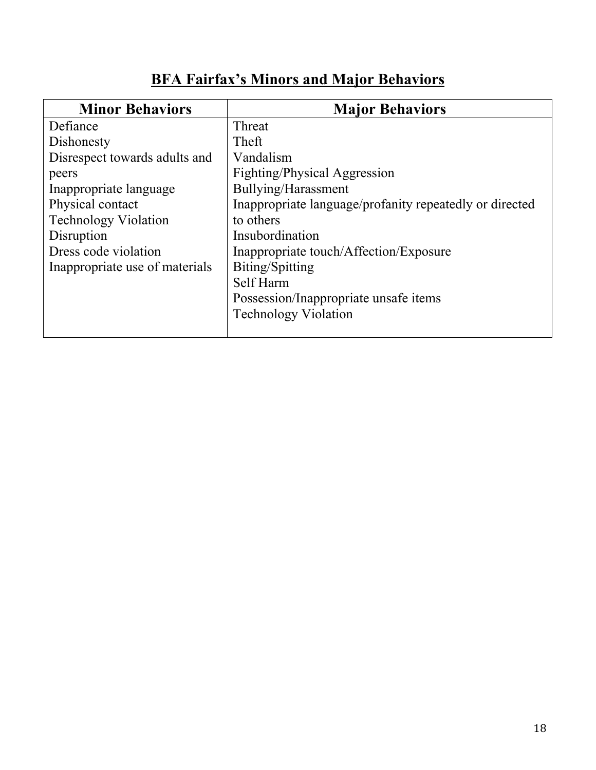## BFA Fairfax's Minors and Major Behaviors

| Minor Behaviors | Major Behaviors |
|---|---|
| Defiance | Threat |
| Dishonesty | Theft |
| Disrespect towards adults and peers | Vandalism |
| Inappropriate language | Fighting/Physical Aggression |
| Physical contact | Bullying/Harassment |
| Technology Violation | Inappropriate language/profanity repeatedly or directed to others |
| Disruption | Insubordination |
| Dress code violation | Inappropriate touch/Affection/Exposure |
| Inappropriate use of materials | Biting/Spitting |
| | Self Harm |
| | Possession/Inappropriate unsafe items |
| | Technology Violation |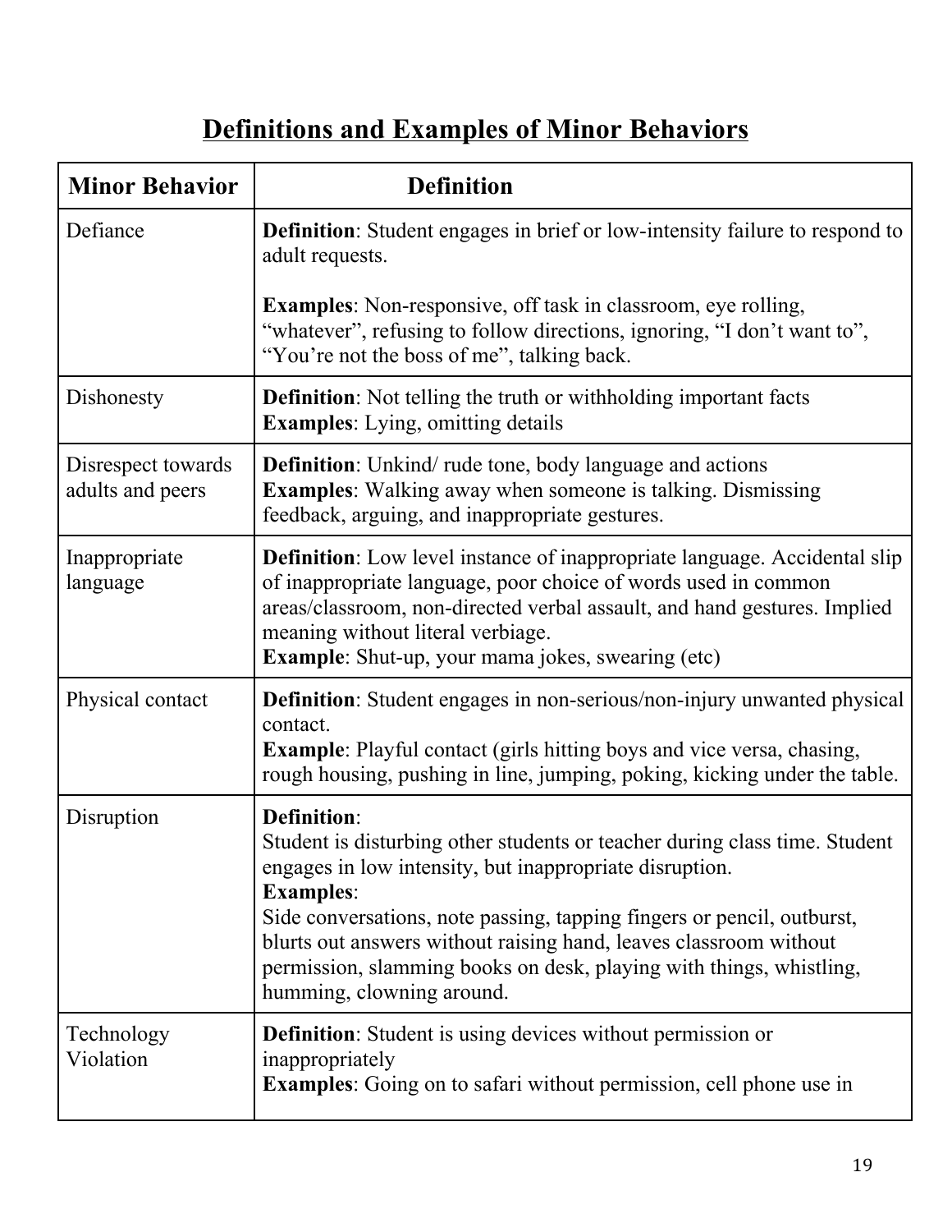## Definitions and Examples of Minor Behaviors

| Minor Behavior | Definition |
| --- | --- |
| Defiance | **Definition**: Student engages in brief or low-intensity failure to respond to adult requests.<br><br>**Examples**: Non-responsive, off task in classroom, eye rolling, "whatever", refusing to follow directions, ignoring, "I don't want to", "You're not the boss of me", talking back. |
| Dishonesty | **Definition**: Not telling the truth or withholding important facts<br>**Examples**: Lying, omitting details |
| Disrespect towards adults and peers | **Definition**: Unkind/ rude tone, body language and actions<br>**Examples**: Walking away when someone is talking. Dismissing feedback, arguing, and inappropriate gestures. |
| Inappropriate language | **Definition**: Low level instance of inappropriate language. Accidental slip of inappropriate language, poor choice of words used in common areas/classroom, non-directed verbal assault, and hand gestures. Implied meaning without literal verbiage.<br>**Example**: Shut-up, your mama jokes, swearing (etc) |
| Physical contact | **Definition**: Student engages in non-serious/non-injury unwanted physical contact.<br>**Example**: Playful contact (girls hitting boys and vice versa, chasing, rough housing, pushing in line, jumping, poking, kicking under the table. |
| Disruption | **Definition**:<br>Student is disturbing other students or teacher during class time. Student engages in low intensity, but inappropriate disruption.<br>**Examples**:<br>Side conversations, note passing, tapping fingers or pencil, outburst, blurts out answers without raising hand, leaves classroom without permission, slamming books on desk, playing with things, whistling, humming, clowning around. |
| Technology Violation | **Definition**: Student is using devices without permission or inappropriately<br>**Examples**: Going on to safari without permission, cell phone use in |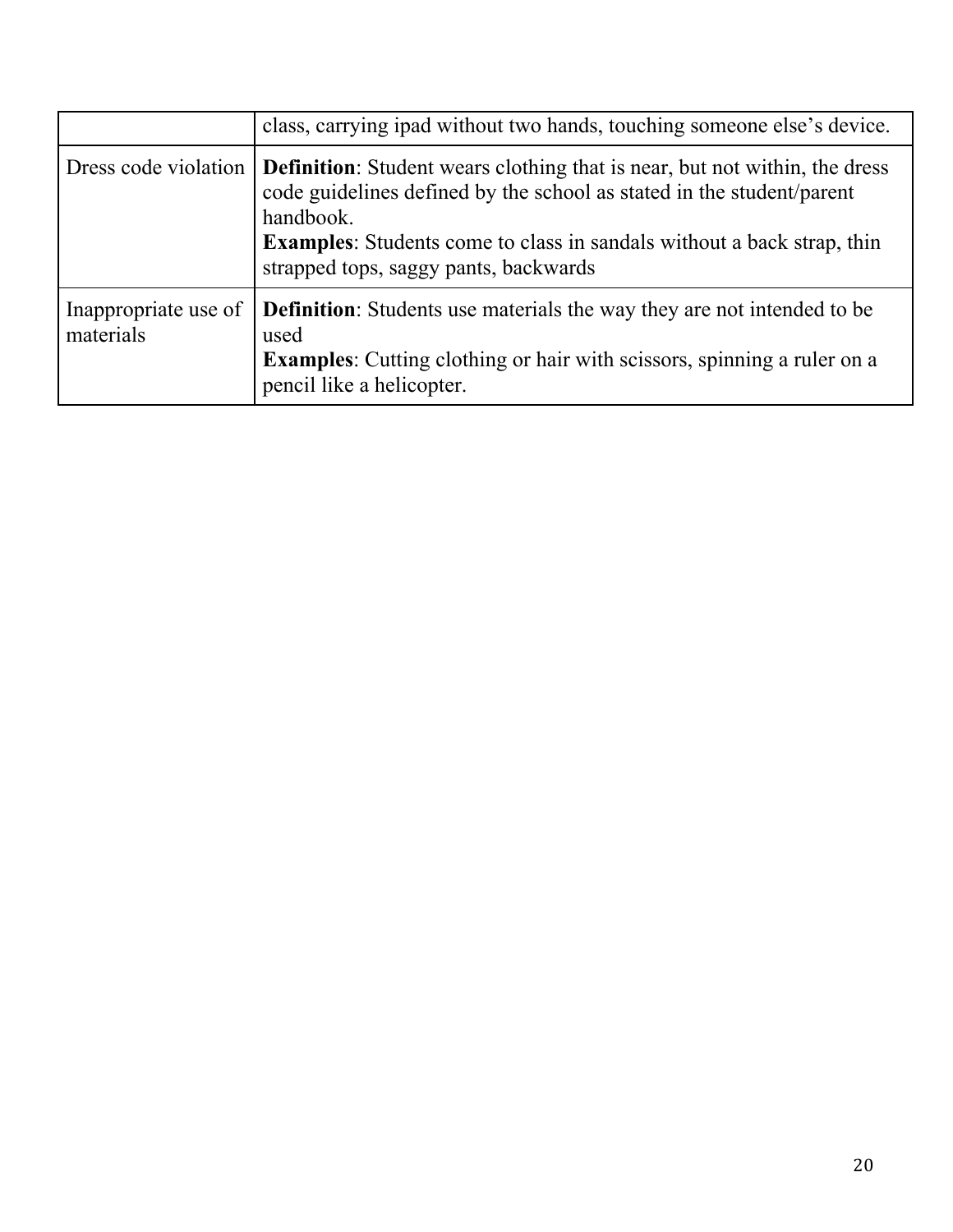| | |
|---|---|
| | class, carrying ipad without two hands, touching someone else's device. |
| Dress code violation | **Definition**: Student wears clothing that is near, but not within, the dress code guidelines defined by the school as stated in the student/parent handbook.<br>**Examples**: Students come to class in sandals without a back strap, thin strapped tops, saggy pants, backwards |
| Inappropriate use of materials | **Definition**: Students use materials the way they are not intended to be used<br>**Examples**: Cutting clothing or hair with scissors, spinning a ruler on a pencil like a helicopter. |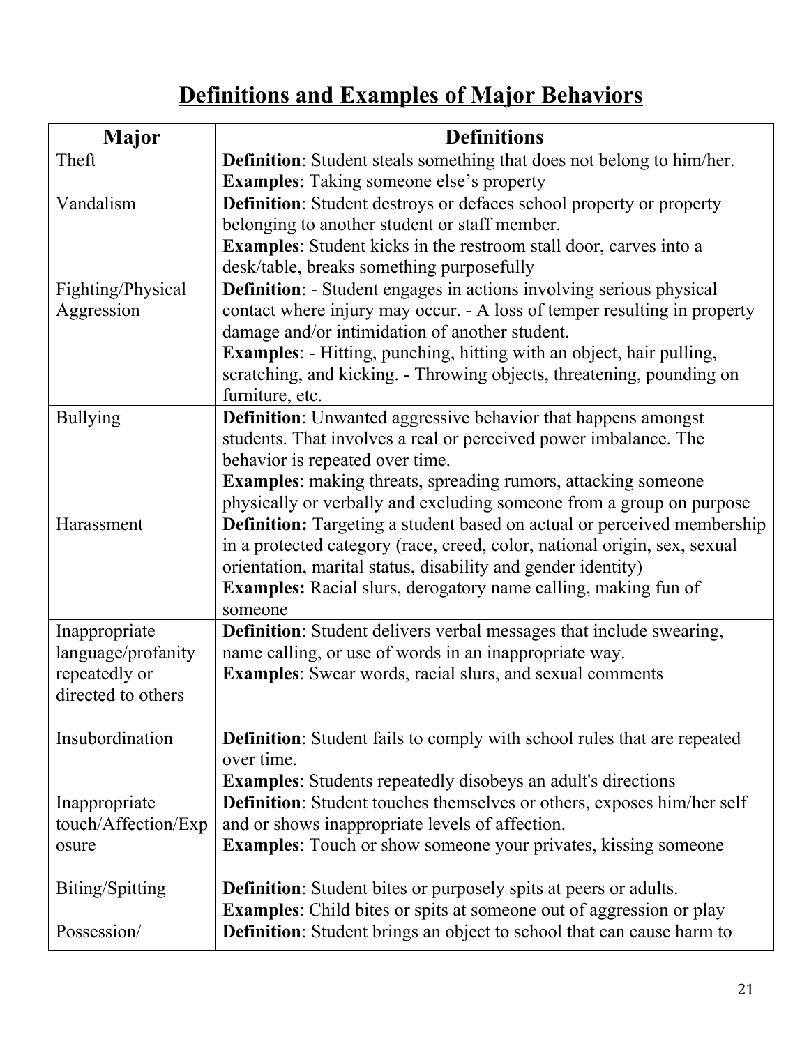# Definitions and Examples of Major Behaviors

| Major | Definitions |
|---|---|
| Theft | **Definition**: Student steals something that does not belong to him/her. **Examples**: Taking someone else's property |
| Vandalism | **Definition**: Student destroys or defaces school property or property belonging to another student or staff member. **Examples**: Student kicks in the restroom stall door, carves into a desk/table, breaks something purposefully |
| Fighting/Physical Aggression | **Definition**: - Student engages in actions involving serious physical contact where injury may occur. - A loss of temper resulting in property damage and/or intimidation of another student. **Examples**: - Hitting, punching, hitting with an object, hair pulling, scratching, and kicking. - Throwing objects, threatening, pounding on furniture, etc. |
| Bullying | **Definition**: Unwanted aggressive behavior that happens amongst students. That involves a real or perceived power imbalance. The behavior is repeated over time. **Examples**: making threats, spreading rumors, attacking someone physically or verbally and excluding someone from a group on purpose |
| Harassment | **Definition:** Targeting a student based on actual or perceived membership in a protected category (race, creed, color, national origin, sex, sexual orientation, marital status, disability and gender identity) **Examples:** Racial slurs, derogatory name calling, making fun of someone |
| Inappropriate language/profanity repeatedly or directed to others | **Definition**: Student delivers verbal messages that include swearing, name calling, or use of words in an inappropriate way. **Examples**: Swear words, racial slurs, and sexual comments |
| Insubordination | **Definition**: Student fails to comply with school rules that are repeated over time. **Examples**: Students repeatedly disobeys an adult's directions |
| Inappropriate touch/Affection/Exposure | **Definition**: Student touches themselves or others, exposes him/her self and or shows inappropriate levels of affection. **Examples**: Touch or show someone your privates, kissing someone |
| Biting/Spitting | **Definition**: Student bites or purposely spits at peers or adults. **Examples**: Child bites or spits at someone out of aggression or play |
| Possession/ | **Definition**: Student brings an object to school that can cause harm to |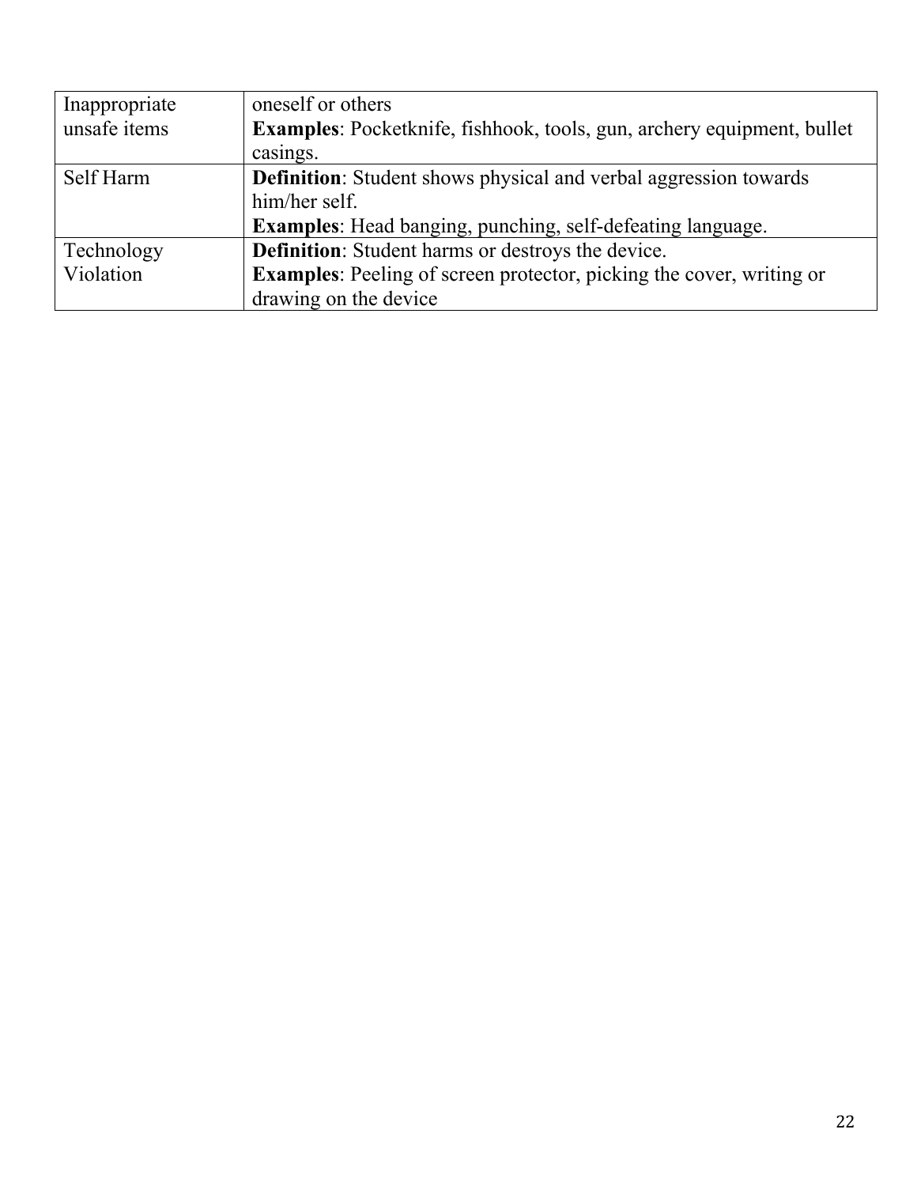| | |
|---|---|
| Inappropriate unsafe items | oneself or others<br>**Examples**: Pocketknife, fishhook, tools, gun, archery equipment, bullet casings. |
| Self Harm | **Definition**: Student shows physical and verbal aggression towards him/her self.<br>**Examples**: Head banging, punching, self-defeating language. |
| Technology Violation | **Definition**: Student harms or destroys the device.<br>**Examples**: Peeling of screen protector, picking the cover, writing or drawing on the device |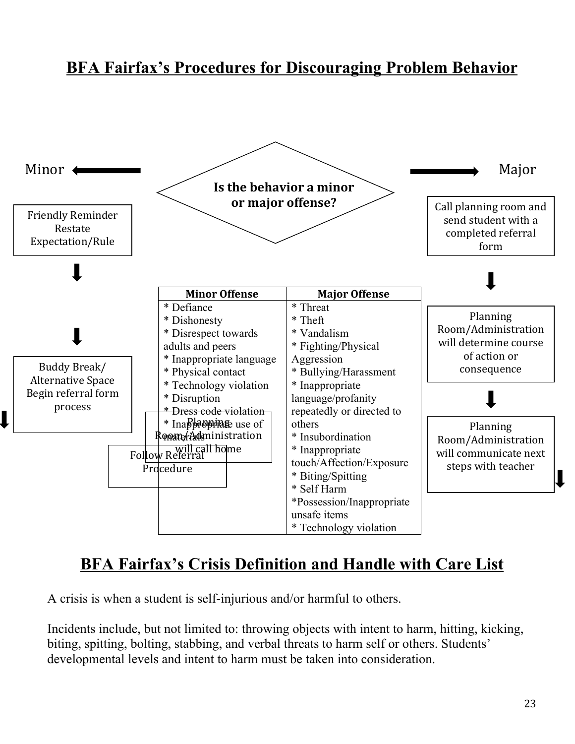# BFA Fairfax's Procedures for Discouraging Problem Behavior

**Is the behavior a minor or major offense?**

Minor

Friendly Reminder
Restate Expectation/Rule

Buddy Break/
Alternative Space
Begin referral form process

Planning Room/Administration will call home

Follow Referral Procedure

Major

Call planning room and send student with a completed referral form

Planning Room/Administration will determine course of action or consequence

Planning Room/Administration will communicate next steps with teacher

| Minor Offense | Major Offense |
|---|---|
| * Defiance<br>* Dishonesty<br>* Disrespect towards adults and peers<br>* Inappropriate language<br>* Physical contact<br>* Technology violation<br>* Disruption<br>* Dress code violation<br>* Inappropriate use of materials | * Threat<br>* Theft<br>* Vandalism<br>* Fighting/Physical Aggression<br>* Bullying/Harassment<br>* Inappropriate language/profanity repeatedly or directed to others<br>* Insubordination<br>* Inappropriate touch/Affection/Exposure<br>* Biting/Spitting<br>* Self Harm<br>*Possession/Inappropriate unsafe items<br>* Technology violation |

# BFA Fairfax's Crisis Definition and Handle with Care List

A crisis is when a student is self-injurious and/or harmful to others.

Incidents include, but not limited to: throwing objects with intent to harm, hitting, kicking, biting, spitting, bolting, stabbing, and verbal threats to harm self or others. Students' developmental levels and intent to harm must be taken into consideration.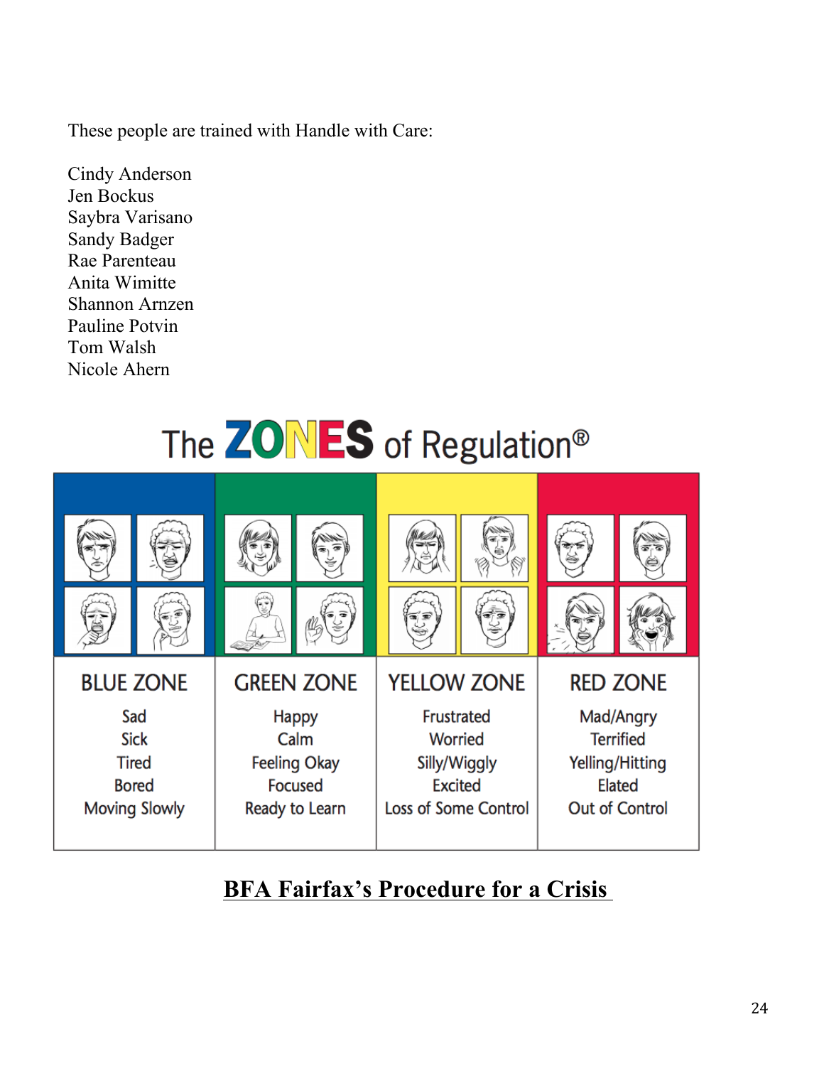These people are trained with Handle with Care:

Cindy Anderson
Jen Bockus
Saybra Varisano
Sandy Badger
Rae Parenteau
Anita Wimitte
Shannon Arnzen
Pauline Potvin
Tom Walsh
Nicole Ahern

## The ZONES of Regulation®

| BLUE ZONE | GREEN ZONE | YELLOW ZONE | RED ZONE |
|---|---|---|---|
| Sad | Happy | Frustrated | Mad/Angry |
| Sick | Calm | Worried | Terrified |
| Tired | Feeling Okay | Silly/Wiggly | Yelling/Hitting |
| Bored | Focused | Excited | Elated |
| Moving Slowly | Ready to Learn | Loss of Some Control | Out of Control |

## BFA Fairfax's Procedure for a Crisis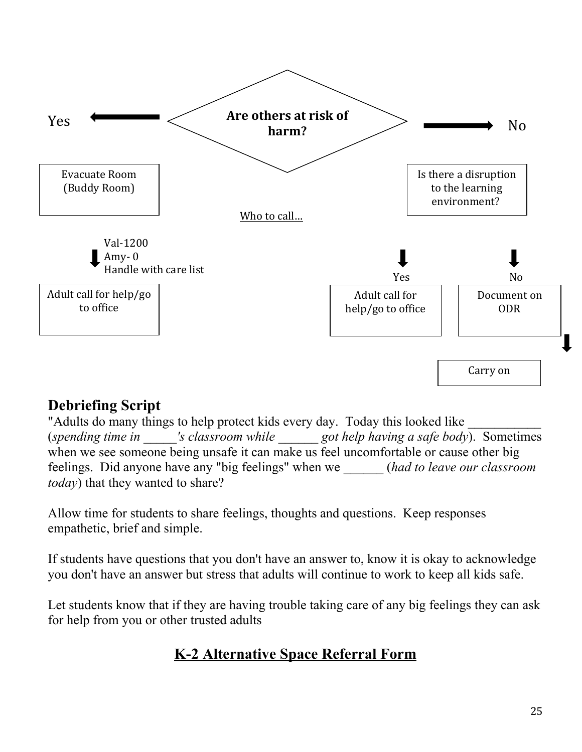**Are others at risk of harm?**

Yes → Evacuate Room (Buddy Room)

Val-1200
Amy- 0
Handle with care list

Adult call for help/go to office

No → Is there a disruption to the learning environment?

Yes → Adult call for help/go to office

No → Document on ODR → Carry on

Who to call…

## Debriefing Script

"Adults do many things to help protect kids every day. Today this looked like ___________ (*spending time in _____'s classroom while ______ got help having a safe body*). Sometimes when we see someone being unsafe it can make us feel uncomfortable or cause other big feelings. Did anyone have any "big feelings" when we ______ (*had to leave our classroom today*) that they wanted to share?

Allow time for students to share feelings, thoughts and questions. Keep responses empathetic, brief and simple.

If students have questions that you don't have an answer to, know it is okay to acknowledge you don't have an answer but stress that adults will continue to work to keep all kids safe.

Let students know that if they are having trouble taking care of any big feelings they can ask for help from you or other trusted adults

## K-2 Alternative Space Referral Form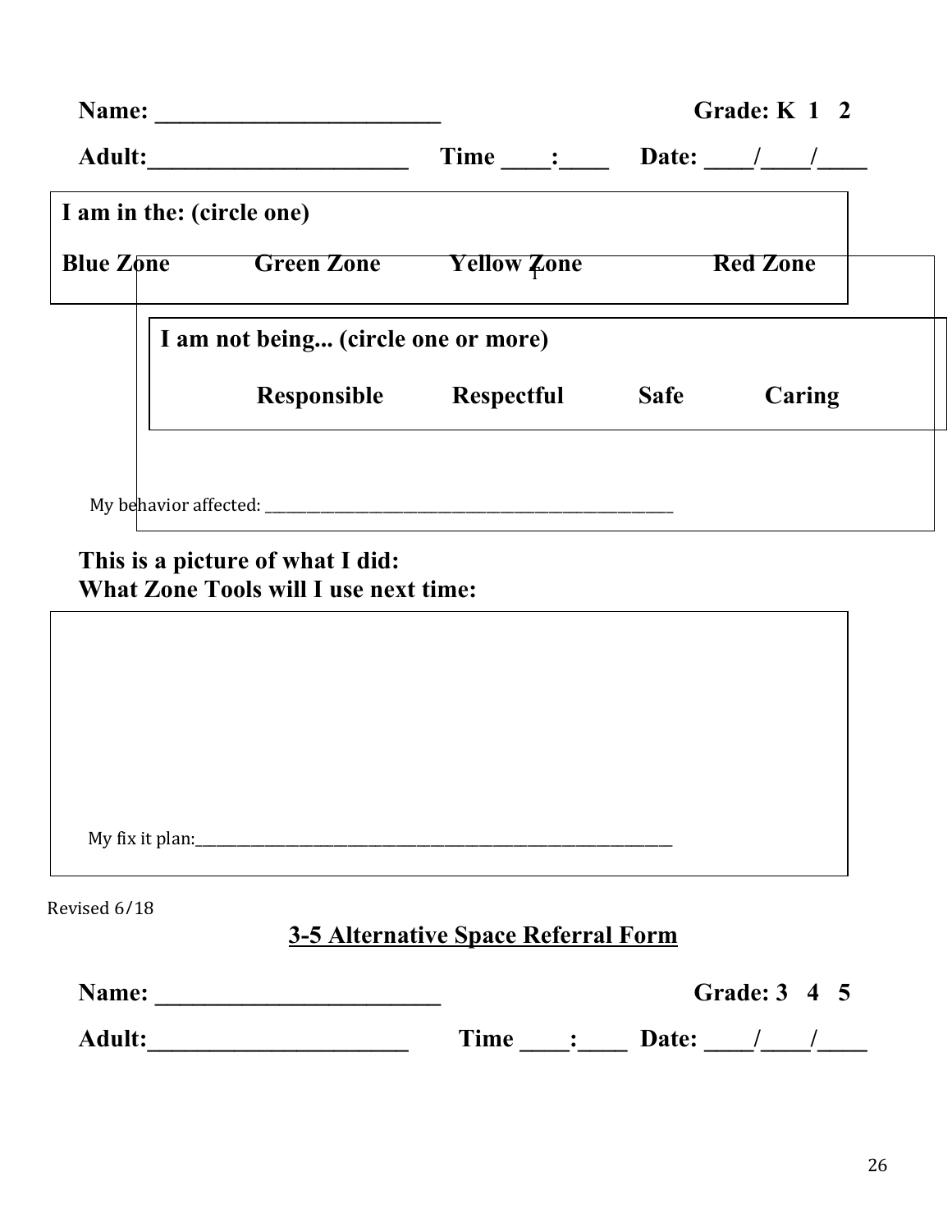**Name: ________________________** **Grade: K 1 2**

**Adult:______________________** **Time ____:____** **Date: ____/____/____**

**I am in the: (circle one)**

**Blue Zone** **Green Zone** **Yellow Zone** **Red Zone**

**I am not being... (circle one or more)**

**Responsible** **Respectful** **Safe** **Caring**

My behavior affected: ____________________________________________________________

**This is a picture of what I did:**
**What Zone Tools will I use next time:**

My fix it plan:______________________________________________________________________

Revised 6/18

## 3-5 Alternative Space Referral Form

**Name: ________________________** **Grade: 3 4 5**

**Adult:______________________** **Time ____:____** **Date: ____/____/____**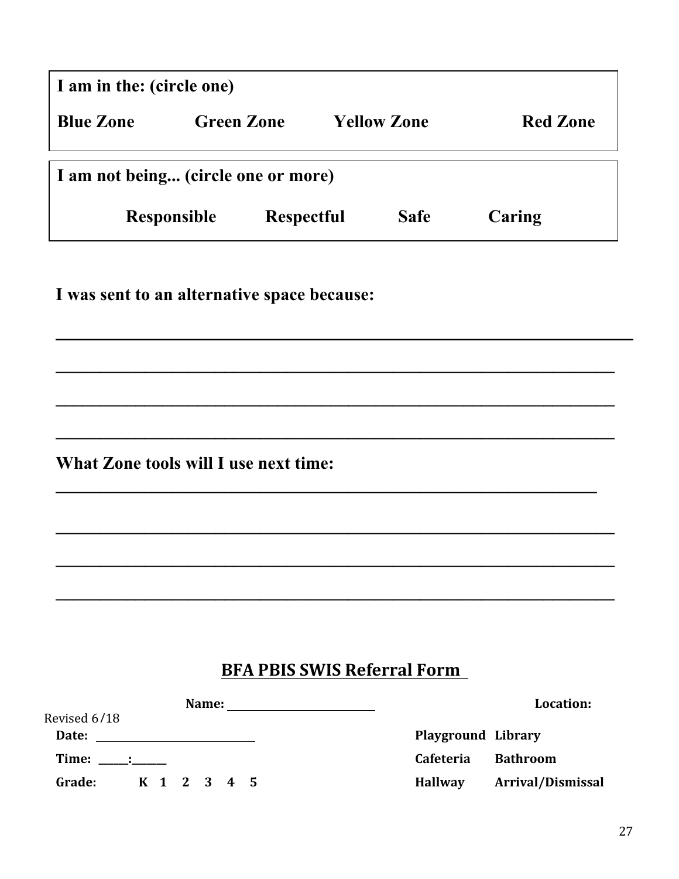**I am in the: (circle one)**

**Blue Zone** **Green Zone** **Yellow Zone** **Red Zone**

**I am not being... (circle one or more)**

**Responsible** **Respectful** **Safe** **Caring**

**I was sent to an alternative space because:**

______________________________________________________________________

______________________________________________________________________

______________________________________________________________________

______________________________________________________________________

**What Zone tools will I use next time:**

______________________________________________________________________

______________________________________________________________________

______________________________________________________________________

______________________________________________________________________

## BFA PBIS SWIS Referral Form

Revised 6/18

**Name:** ____________________

**Date:** ____________________

**Time:** _____:______

**Grade:** K 1 2 3 4 5

**Location:**

| | |
|---|---|
| **Playground** | **Library** |
| **Cafeteria** | **Bathroom** |
| **Hallway** | **Arrival/Dismissal** |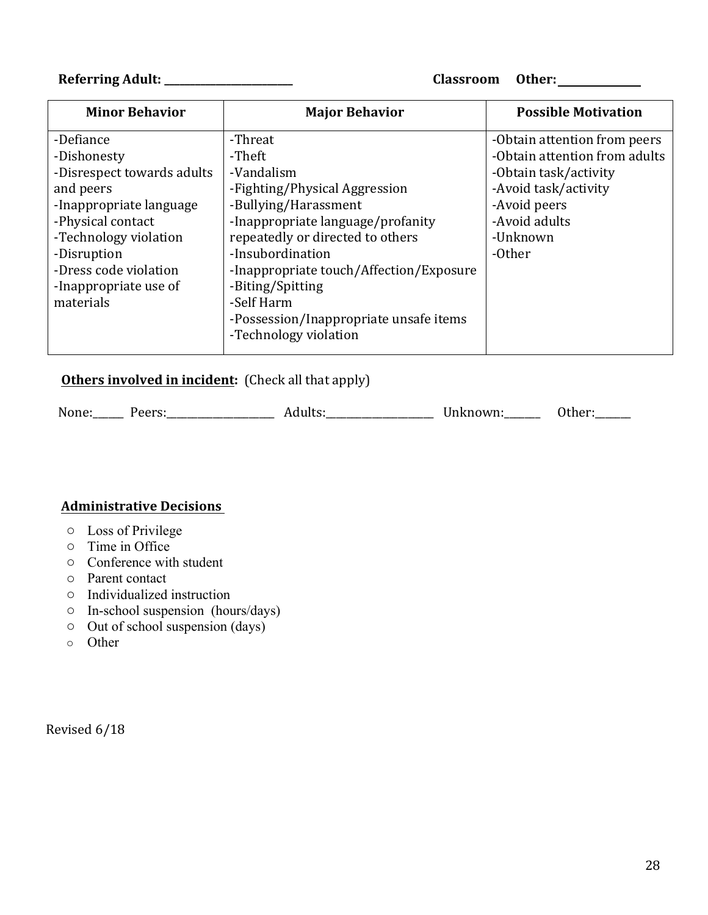**Referring Adult: ________________________** **Classroom** **Other: ______________**

| Minor Behavior | Major Behavior | Possible Motivation |
|---|---|---|
| -Defiance<br>-Dishonesty<br>-Disrespect towards adults and peers<br>-Inappropriate language<br>-Physical contact<br>-Technology violation<br>-Disruption<br>-Dress code violation<br>-Inappropriate use of materials | -Threat<br>-Theft<br>-Vandalism<br>-Fighting/Physical Aggression<br>-Bullying/Harassment<br>-Inappropriate language/profanity repeatedly or directed to others<br>-Insubordination<br>-Inappropriate touch/Affection/Exposure<br>-Biting/Spitting<br>-Self Harm<br>-Possession/Inappropriate unsafe items<br>-Technology violation | -Obtain attention from peers<br>-Obtain attention from adults<br>-Obtain task/activity<br>-Avoid task/activity<br>-Avoid peers<br>-Avoid adults<br>-Unknown<br>-Other |

**Others involved in incident:** (Check all that apply)

None:_____ Peers:___________________ Adults:___________________ Unknown:______ Other:______

**Administrative Decisions**

- ○ Loss of Privilege
- ○ Time in Office
- ○ Conference with student
- ○ Parent contact
- ○ Individualized instruction
- ○ In-school suspension (hours/days)
- ○ Out of school suspension (days)
- ○ Other

Revised 6/18